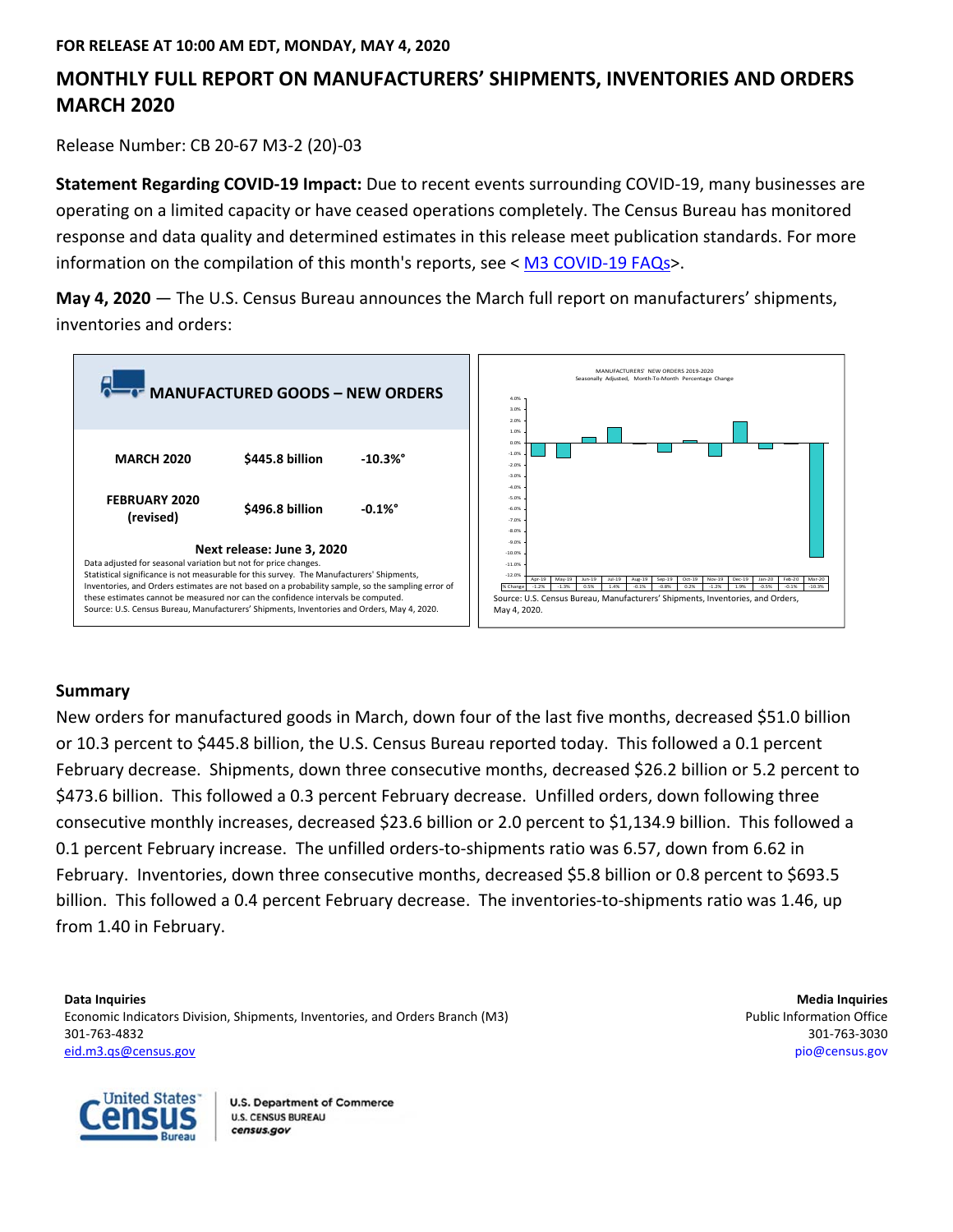**FOR RELEASE AT 10:00 AM EDT, MONDAY, MAY 4, 2020**

# MONTHLY FULL REPORT ON MANUFACTURERS' SHIPMENTS, INVENTORIES AND ORDERS MARCH 2020

Release Number: CB 20-67 M3-2 (20)-03

**Statement Regarding COVID-19 Impact:** Due to recent events surrounding COVID-19, many businesses are operating on a limited capacity or have ceased operations completely. The Census Bureau has monitored response and data quality and determined estimates in this release meet publication standards. For more information on the compilation of this month's reports, see < M3 COVID-19 FAQs>.

**May 4, 2020** — The U.S. Census Bureau announces the March full report on manufacturers' shipments, inventories and orders:

## MANUFACTURED GOODS – NEW ORDERS

| | | |
|---|---|---|
| **MARCH 2020** | **$445.8 billion** | **-10.3%°** |
| **FEBRUARY 2020 (revised)** | **$496.8 billion** | **-0.1%°** |

**Next release: June 3, 2020**

Data adjusted for seasonal variation but not for price changes.
Statistical significance is not measurable for this survey. The Manufacturers' Shipments, Inventories, and Orders estimates are not based on a probability sample, so the sampling error of these estimates cannot be measured nor can the confidence intervals be computed.
Source: U.S. Census Bureau, Manufacturers' Shipments, Inventories and Orders, May 4, 2020.

MANUFACTURERS' NEW ORDERS 2019-2020
Seasonally Adjusted, Month-To-Month Percentage Change

| | Apr-19 | May-19 | Jun-19 | Jul-19 | Aug-19 | Sep-19 | Oct-19 | Nov-19 | Dec-19 | Jan-20 | Feb-20 | Mar-20 |
|---|---|---|---|---|---|---|---|---|---|---|---|---|
| % Change | -1.2% | -1.3% | 0.5% | 1.4% | -0.1% | -0.8% | 0.2% | -1.2% | 1.9% | -0.5% | -0.1% | -10.3% |

Source: U.S. Census Bureau, Manufacturers' Shipments, Inventories, and Orders, May 4, 2020.

## Summary

New orders for manufactured goods in March, down four of the last five months, decreased $51.0 billion or 10.3 percent to $445.8 billion, the U.S. Census Bureau reported today. This followed a 0.1 percent February decrease. Shipments, down three consecutive months, decreased $26.2 billion or 5.2 percent to $473.6 billion. This followed a 0.3 percent February decrease. Unfilled orders, down following three consecutive monthly increases, decreased $23.6 billion or 2.0 percent to $1,134.9 billion. This followed a 0.1 percent February increase. The unfilled orders-to-shipments ratio was 6.57, down from 6.62 in February. Inventories, down three consecutive months, decreased $5.8 billion or 0.8 percent to $693.5 billion. This followed a 0.4 percent February decrease. The inventories-to-shipments ratio was 1.46, up from 1.40 in February.

**Data Inquiries**
Economic Indicators Division, Shipments, Inventories, and Orders Branch (M3)
301-763-4832
eid.m3.qs@census.gov

**Media Inquiries**
Public Information Office
301-763-3030
pio@census.gov

United States Census Bureau
U.S. Department of Commerce
U.S. CENSUS BUREAU
census.gov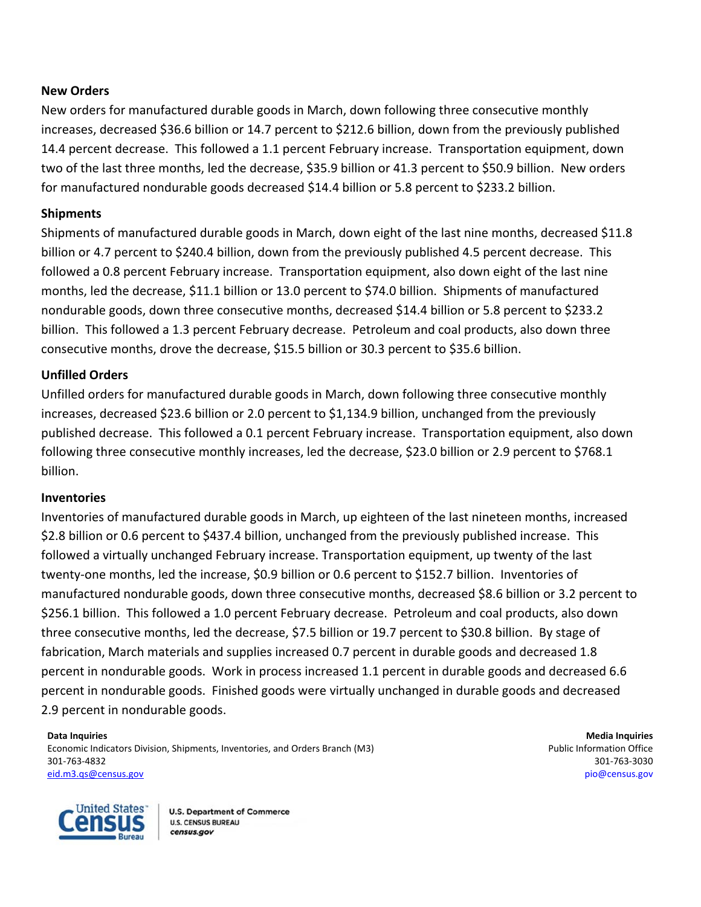**New Orders**

New orders for manufactured durable goods in March, down following three consecutive monthly increases, decreased $36.6 billion or 14.7 percent to $212.6 billion, down from the previously published 14.4 percent decrease. This followed a 1.1 percent February increase. Transportation equipment, down two of the last three months, led the decrease, $35.9 billion or 41.3 percent to $50.9 billion. New orders for manufactured nondurable goods decreased $14.4 billion or 5.8 percent to $233.2 billion.

**Shipments**

Shipments of manufactured durable goods in March, down eight of the last nine months, decreased $11.8 billion or 4.7 percent to $240.4 billion, down from the previously published 4.5 percent decrease. This followed a 0.8 percent February increase. Transportation equipment, also down eight of the last nine months, led the decrease, $11.1 billion or 13.0 percent to $74.0 billion. Shipments of manufactured nondurable goods, down three consecutive months, decreased $14.4 billion or 5.8 percent to $233.2 billion. This followed a 1.3 percent February decrease. Petroleum and coal products, also down three consecutive months, drove the decrease, $15.5 billion or 30.3 percent to $35.6 billion.

**Unfilled Orders**

Unfilled orders for manufactured durable goods in March, down following three consecutive monthly increases, decreased $23.6 billion or 2.0 percent to $1,134.9 billion, unchanged from the previously published decrease. This followed a 0.1 percent February increase. Transportation equipment, also down following three consecutive monthly increases, led the decrease, $23.0 billion or 2.9 percent to $768.1 billion.

**Inventories**

Inventories of manufactured durable goods in March, up eighteen of the last nineteen months, increased $2.8 billion or 0.6 percent to $437.4 billion, unchanged from the previously published increase. This followed a virtually unchanged February increase. Transportation equipment, up twenty of the last twenty-one months, led the increase, $0.9 billion or 0.6 percent to $152.7 billion. Inventories of manufactured nondurable goods, down three consecutive months, decreased $8.6 billion or 3.2 percent to $256.1 billion. This followed a 1.0 percent February decrease. Petroleum and coal products, also down three consecutive months, led the decrease, $7.5 billion or 19.7 percent to $30.8 billion. By stage of fabrication, March materials and supplies increased 0.7 percent in durable goods and decreased 1.8 percent in nondurable goods. Work in process increased 1.1 percent in durable goods and decreased 6.6 percent in nondurable goods. Finished goods were virtually unchanged in durable goods and decreased 2.9 percent in nondurable goods.

**Data Inquiries**
Economic Indicators Division, Shipments, Inventories, and Orders Branch (M3)
301-763-4832
eid.m3.qs@census.gov

**Media Inquiries**
Public Information Office
301-763-3030
pio@census.gov

United States Census Bureau | U.S. Department of Commerce
U.S. CENSUS BUREAU
census.gov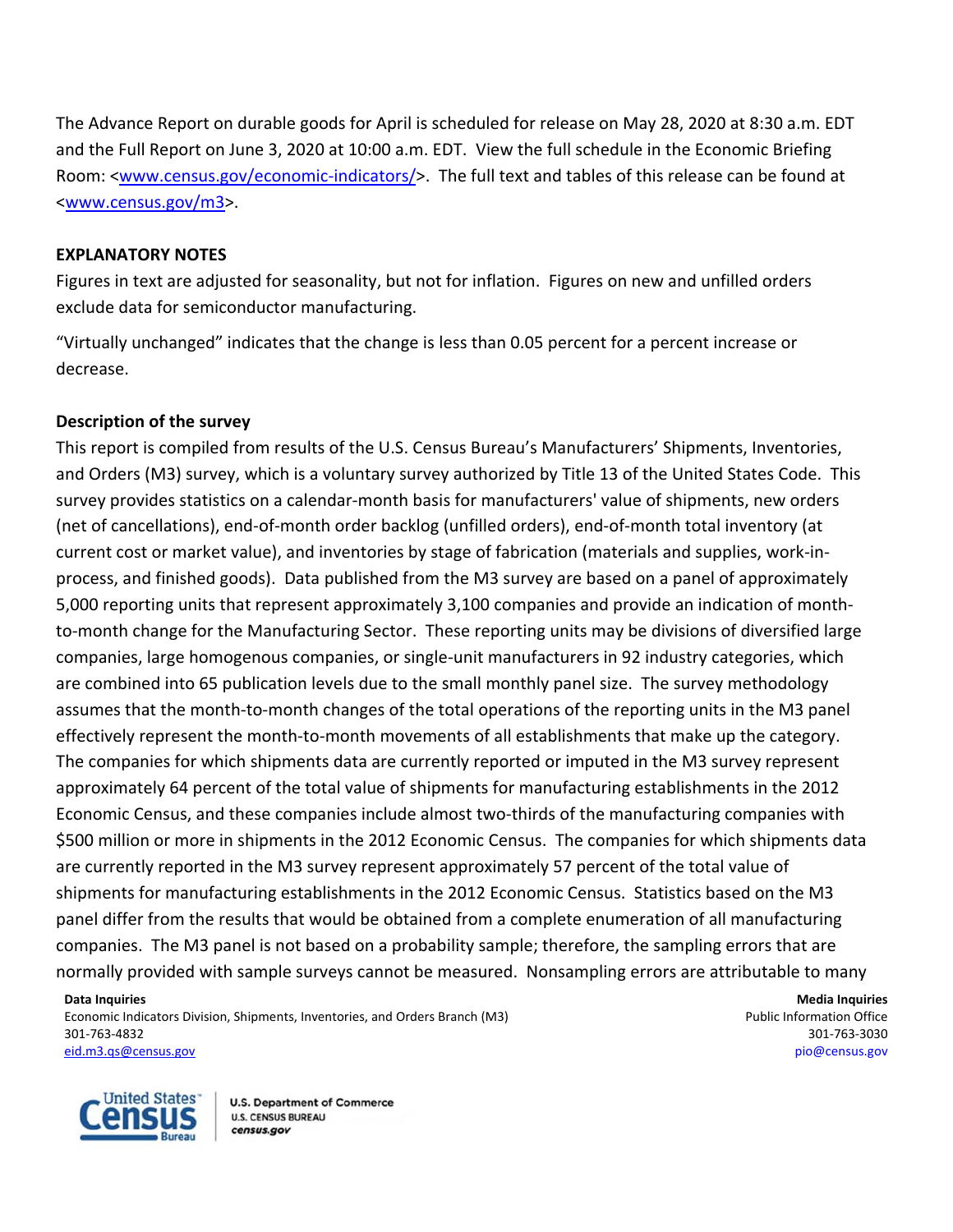The Advance Report on durable goods for April is scheduled for release on May 28, 2020 at 8:30 a.m. EDT and the Full Report on June 3, 2020 at 10:00 a.m. EDT. View the full schedule in the Economic Briefing Room: <www.census.gov/economic-indicators/>. The full text and tables of this release can be found at <www.census.gov/m3>.

## EXPLANATORY NOTES

Figures in text are adjusted for seasonality, but not for inflation. Figures on new and unfilled orders exclude data for semiconductor manufacturing.

"Virtually unchanged" indicates that the change is less than 0.05 percent for a percent increase or decrease.

### Description of the survey

This report is compiled from results of the U.S. Census Bureau's Manufacturers' Shipments, Inventories, and Orders (M3) survey, which is a voluntary survey authorized by Title 13 of the United States Code. This survey provides statistics on a calendar-month basis for manufacturers' value of shipments, new orders (net of cancellations), end-of-month order backlog (unfilled orders), end-of-month total inventory (at current cost or market value), and inventories by stage of fabrication (materials and supplies, work-in-process, and finished goods). Data published from the M3 survey are based on a panel of approximately 5,000 reporting units that represent approximately 3,100 companies and provide an indication of month-to-month change for the Manufacturing Sector. These reporting units may be divisions of diversified large companies, large homogenous companies, or single-unit manufacturers in 92 industry categories, which are combined into 65 publication levels due to the small monthly panel size. The survey methodology assumes that the month-to-month changes of the total operations of the reporting units in the M3 panel effectively represent the month-to-month movements of all establishments that make up the category. The companies for which shipments data are currently reported or imputed in the M3 survey represent approximately 64 percent of the total value of shipments for manufacturing establishments in the 2012 Economic Census, and these companies include almost two-thirds of the manufacturing companies with $500 million or more in shipments in the 2012 Economic Census. The companies for which shipments data are currently reported in the M3 survey represent approximately 57 percent of the total value of shipments for manufacturing establishments in the 2012 Economic Census. Statistics based on the M3 panel differ from the results that would be obtained from a complete enumeration of all manufacturing companies. The M3 panel is not based on a probability sample; therefore, the sampling errors that are normally provided with sample surveys cannot be measured. Nonsampling errors are attributable to many

**Data Inquiries**
Economic Indicators Division, Shipments, Inventories, and Orders Branch (M3)
301-763-4832
eid.m3.qs@census.gov

**Media Inquiries**
Public Information Office
301-763-3030
pio@census.gov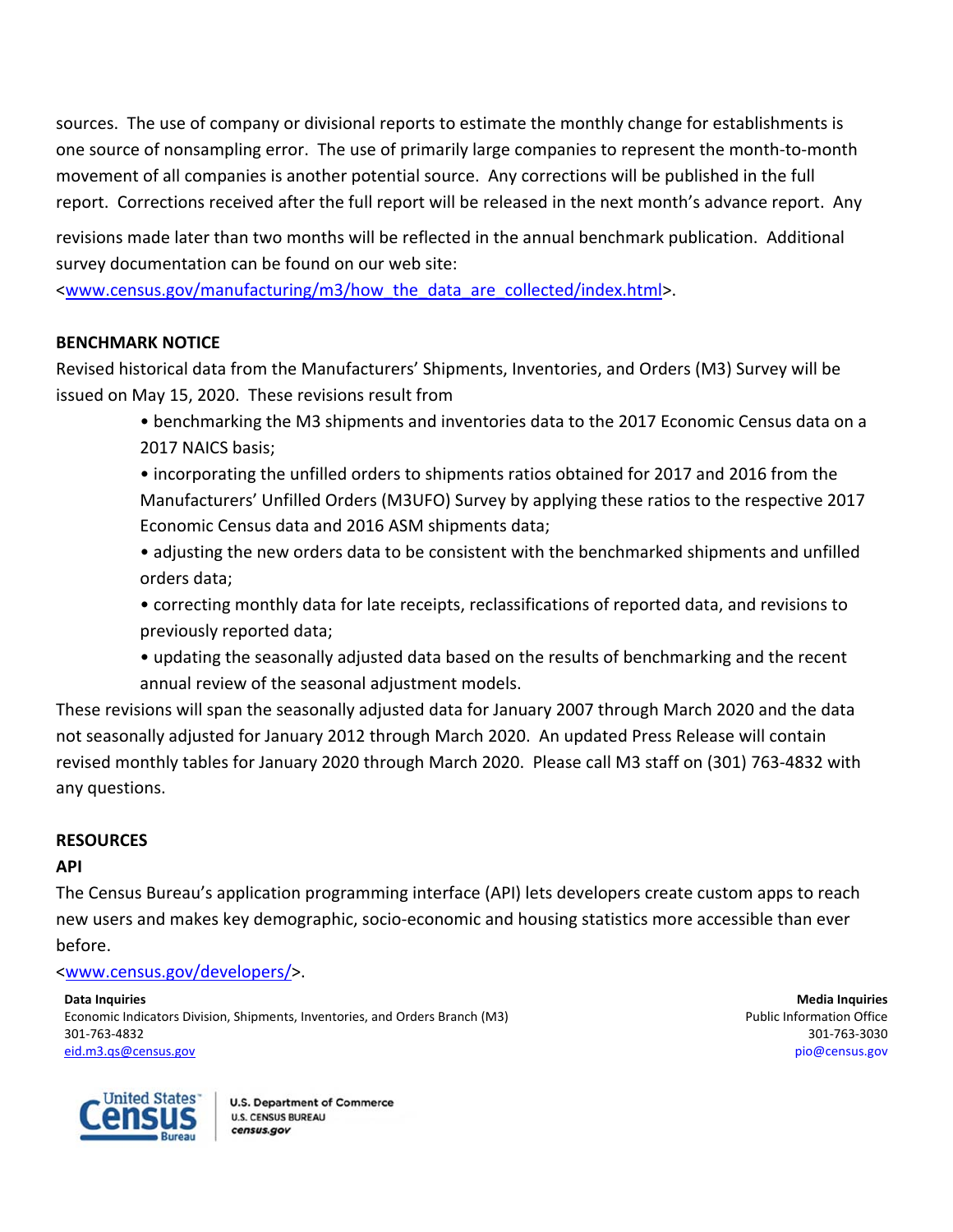sources. The use of company or divisional reports to estimate the monthly change for establishments is one source of nonsampling error. The use of primarily large companies to represent the month-to-month movement of all companies is another potential source. Any corrections will be published in the full report. Corrections received after the full report will be released in the next month's advance report. Any revisions made later than two months will be reflected in the annual benchmark publication. Additional survey documentation can be found on our web site:
<www.census.gov/manufacturing/m3/how_the_data_are_collected/index.html>.

## BENCHMARK NOTICE

Revised historical data from the Manufacturers' Shipments, Inventories, and Orders (M3) Survey will be issued on May 15, 2020. These revisions result from

- benchmarking the M3 shipments and inventories data to the 2017 Economic Census data on a 2017 NAICS basis;
- incorporating the unfilled orders to shipments ratios obtained for 2017 and 2016 from the Manufacturers' Unfilled Orders (M3UFO) Survey by applying these ratios to the respective 2017 Economic Census data and 2016 ASM shipments data;
- adjusting the new orders data to be consistent with the benchmarked shipments and unfilled orders data;
- correcting monthly data for late receipts, reclassifications of reported data, and revisions to previously reported data;
- updating the seasonally adjusted data based on the results of benchmarking and the recent annual review of the seasonal adjustment models.

These revisions will span the seasonally adjusted data for January 2007 through March 2020 and the data not seasonally adjusted for January 2012 through March 2020. An updated Press Release will contain revised monthly tables for January 2020 through March 2020. Please call M3 staff on (301) 763-4832 with any questions.

## RESOURCES

### API

The Census Bureau's application programming interface (API) lets developers create custom apps to reach new users and makes key demographic, socio-economic and housing statistics more accessible than ever before.
<www.census.gov/developers/>.

**Data Inquiries**
Economic Indicators Division, Shipments, Inventories, and Orders Branch (M3)
301-763-4832
eid.m3.qs@census.gov

**Media Inquiries**
Public Information Office
301-763-3030
pio@census.gov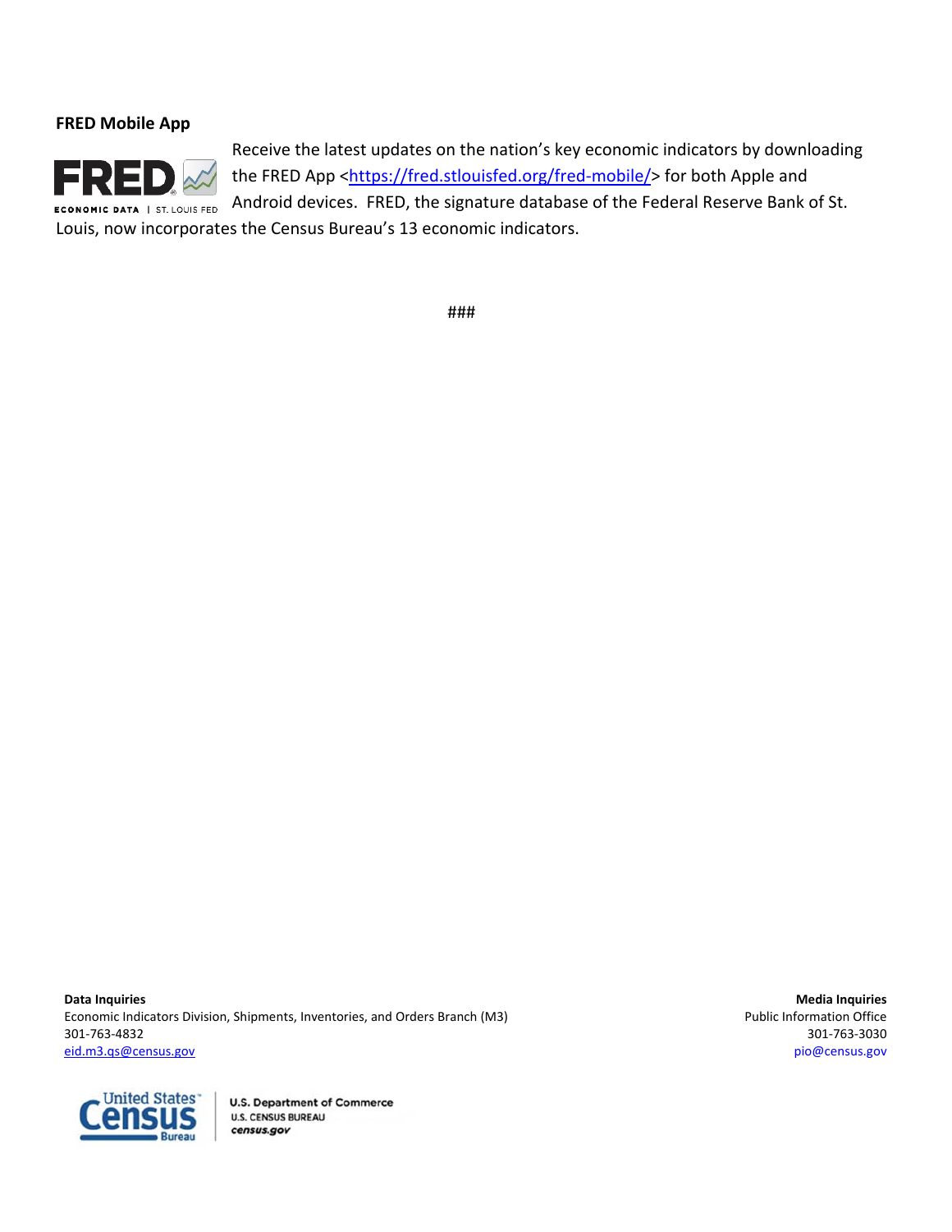**FRED Mobile App**

Receive the latest updates on the nation's key economic indicators by downloading the FRED App <https://fred.stlouisfed.org/fred-mobile/> for both Apple and Android devices. FRED, the signature database of the Federal Reserve Bank of St. Louis, now incorporates the Census Bureau's 13 economic indicators.

###

**Data Inquiries**
Economic Indicators Division, Shipments, Inventories, and Orders Branch (M3)
301-763-4832
eid.m3.qs@census.gov

**Media Inquiries**
Public Information Office
301-763-3030
pio@census.gov

U.S. Department of Commerce
U.S. CENSUS BUREAU
census.gov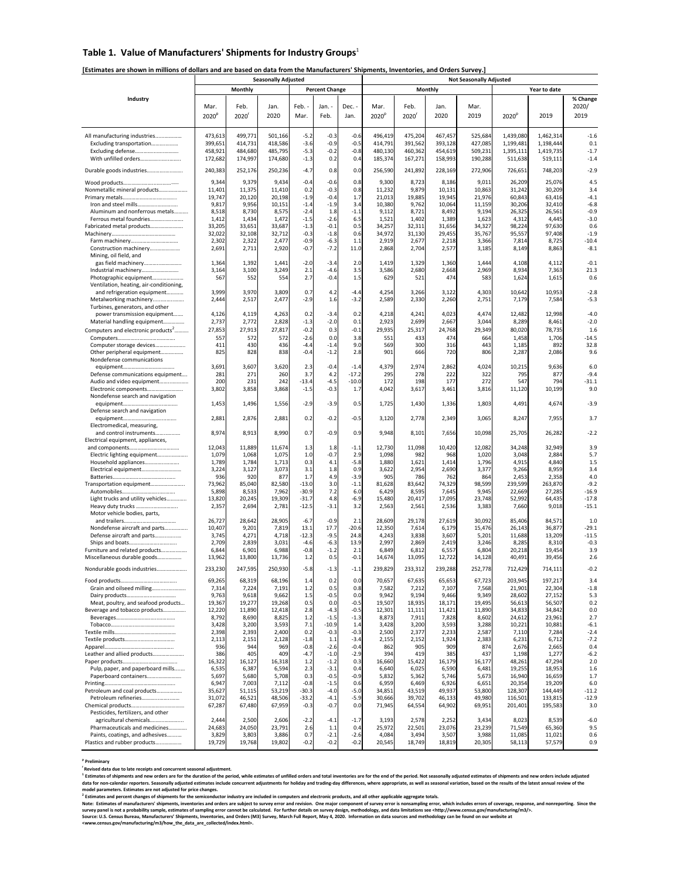## Table 1. Value of Manufacturers' Shipments for Industry Groups[1]

**[Estimates are shown in millions of dollars and are based on data from the Manufacturers' Shipments, Inventories, and Orders Survey.]**

| Industry | Seasonally Adjusted | | | | | | Not Seasonally Adjusted | | | | | | |
|---|---|---|---|---|---|---|---|---|---|---|---|---|---|
| | Monthly | | | Percent Change | | | Monthly | | | | Year to date | | |
| | Mar. 2020[p] | Feb. 2020[r] | Jan. 2020 | Feb. - Mar. | Jan. - Feb. | Dec. - Jan. | Mar. 2020[p] | Feb. 2020[r] | Jan. 2020 | Mar. 2019 | 2020[p] | 2019 | % Change 2020/ 2019 |
| All manufacturing industries | 473,613 | 499,771 | 501,166 | -5.2 | -0.3 | -0.6 | 496,419 | 475,204 | 467,457 | 525,684 | 1,439,080 | 1,462,314 | -1.6 |
| Excluding transportation | 399,651 | 414,731 | 418,586 | -3.6 | -0.9 | -0.5 | 414,791 | 391,562 | 393,128 | 427,085 | 1,199,481 | 1,198,444 | 0.1 |
| Excluding defense | 458,921 | 484,680 | 485,795 | -5.3 | -0.2 | -0.8 | 480,130 | 460,362 | 454,619 | 509,231 | 1,395,111 | 1,419,735 | -1.7 |
| With unfilled orders | 172,682 | 174,997 | 174,680 | -1.3 | 0.2 | 0.4 | 185,374 | 167,271 | 158,993 | 190,288 | 511,638 | 519,111 | -1.4 |
| Durable goods industries | 240,383 | 252,176 | 250,236 | -4.7 | 0.8 | 0.0 | 256,590 | 241,892 | 228,169 | 272,906 | 726,651 | 748,203 | -2.9 |
| Wood products | 9,344 | 9,379 | 9,434 | -0.4 | -0.6 | 0.8 | 9,300 | 8,723 | 8,186 | 9,011 | 26,209 | 25,076 | 4.5 |
| Nonmetallic mineral products | 11,401 | 11,375 | 11,410 | 0.2 | -0.3 | 0.8 | 11,232 | 9,879 | 10,131 | 10,863 | 31,242 | 30,209 | 3.4 |
| Primary metals | 19,747 | 20,120 | 20,198 | -1.9 | -0.4 | 1.7 | 21,013 | 19,885 | 19,945 | 21,976 | 60,843 | 63,416 | -4.1 |
| Iron and steel mills | 9,817 | 9,956 | 10,151 | -1.4 | -1.9 | 3.4 | 10,380 | 9,762 | 10,064 | 11,159 | 30,206 | 32,410 | -6.8 |
| Aluminum and nonferrous metals | 8,518 | 8,730 | 8,575 | -2.4 | 1.8 | -1.1 | 9,112 | 8,721 | 8,492 | 9,194 | 26,325 | 26,561 | -0.9 |
| Ferrous metal foundries | 1,412 | 1,434 | 1,472 | -1.5 | -2.6 | 6.5 | 1,521 | 1,402 | 1,389 | 1,623 | 4,312 | 4,445 | -3.0 |
| Fabricated metal products | 33,205 | 33,651 | 33,687 | -1.3 | -0.1 | 0.5 | 34,257 | 32,311 | 31,656 | 34,327 | 98,224 | 97,630 | 0.6 |
| Machinery | 32,022 | 32,108 | 32,712 | -0.3 | -1.8 | 0.6 | 34,972 | 31,130 | 29,455 | 35,767 | 95,557 | 97,408 | -1.9 |
| Farm machinery | 2,302 | 2,322 | 2,477 | -0.9 | -6.3 | 1.1 | 2,919 | 2,677 | 2,218 | 3,366 | 7,814 | 8,725 | -10.4 |
| Construction machinery | 2,691 | 2,711 | 2,920 | -0.7 | -7.2 | 11.0 | 2,868 | 2,704 | 2,577 | 3,185 | 8,149 | 8,863 | -8.1 |
| Mining, oil field, and gas field machinery | 1,364 | 1,392 | 1,441 | -2.0 | -3.4 | 2.0 | 1,419 | 1,329 | 1,360 | 1,444 | 4,108 | 4,112 | -0.1 |
| Industrial machinery | 3,164 | 3,100 | 3,249 | 2.1 | -4.6 | 3.5 | 3,586 | 2,680 | 2,668 | 2,969 | 8,934 | 7,363 | 21.3 |
| Photographic equipment | 567 | 552 | 554 | 2.7 | -0.4 | 1.5 | 629 | 521 | 474 | 583 | 1,624 | 1,615 | 0.6 |
| Ventilation, heating, air-conditioning, and refrigeration equipment | 3,999 | 3,970 | 3,809 | 0.7 | 4.2 | -4.4 | 4,254 | 3,266 | 3,122 | 4,303 | 10,642 | 10,953 | -2.8 |
| Metalworking machinery | 2,444 | 2,517 | 2,477 | -2.9 | 1.6 | -3.2 | 2,589 | 2,330 | 2,260 | 2,751 | 7,179 | 7,584 | -5.3 |
| Turbines, generators, and other power transmission equipment | 4,126 | 4,119 | 4,263 | 0.2 | -3.4 | 0.2 | 4,218 | 4,241 | 4,023 | 4,474 | 12,482 | 12,998 | -4.0 |
| Material handling equipment | 2,737 | 2,772 | 2,828 | -1.3 | -2.0 | 0.1 | 2,923 | 2,699 | 2,667 | 3,044 | 8,289 | 8,461 | -2.0 |
| Computers and electronic products[2] | 27,853 | 27,913 | 27,817 | -0.2 | 0.3 | -0.1 | 29,935 | 25,317 | 24,768 | 29,349 | 80,020 | 78,735 | 1.6 |
| Computers | 557 | 572 | 572 | -2.6 | 0.0 | 3.8 | 551 | 433 | 474 | 664 | 1,458 | 1,706 | -14.5 |
| Computer storage devices | 411 | 430 | 436 | -4.4 | -1.4 | 9.0 | 569 | 300 | 316 | 443 | 1,185 | 892 | 32.8 |
| Other peripheral equipment | 825 | 828 | 838 | -0.4 | -1.2 | 2.8 | 901 | 666 | 720 | 806 | 2,287 | 2,086 | 9.6 |
| Nondefense communications equipment | 3,691 | 3,607 | 3,620 | 2.3 | -0.4 | -1.4 | 4,379 | 2,974 | 2,862 | 4,024 | 10,215 | 9,636 | 6.0 |
| Defense communications equipment | 281 | 271 | 260 | 3.7 | 4.2 | -17.2 | 295 | 278 | 222 | 322 | 795 | 877 | -9.4 |
| Audio and video equipment | 200 | 231 | 242 | -13.4 | -4.5 | -10.0 | 172 | 198 | 177 | 272 | 547 | 794 | -31.1 |
| Electronic components | 3,802 | 3,858 | 3,868 | -1.5 | -0.3 | 1.7 | 4,042 | 3,617 | 3,461 | 3,816 | 11,120 | 10,199 | 9.0 |
| Nondefense search and navigation equipment | 1,453 | 1,496 | 1,556 | -2.9 | -3.9 | 0.5 | 1,725 | 1,430 | 1,336 | 1,803 | 4,491 | 4,674 | -3.9 |
| Defense search and navigation equipment | 2,881 | 2,876 | 2,881 | 0.2 | -0.2 | -0.5 | 3,120 | 2,778 | 2,349 | 3,065 | 8,247 | 7,955 | 3.7 |
| Electromedical, measuring, and control instruments | 8,974 | 8,913 | 8,990 | 0.7 | -0.9 | 0.9 | 9,948 | 8,101 | 7,656 | 10,098 | 25,705 | 26,282 | -2.2 |
| Electrical equipment, appliances, and components | 12,043 | 11,889 | 11,674 | 1.3 | 1.8 | -1.1 | 12,730 | 11,098 | 10,420 | 12,082 | 34,248 | 32,949 | 3.9 |
| Electric lighting equipment | 1,079 | 1,068 | 1,075 | 1.0 | -0.7 | 2.9 | 1,098 | 982 | 968 | 1,020 | 3,048 | 2,884 | 5.7 |
| Household appliances | 1,789 | 1,784 | 1,713 | 0.3 | 4.1 | -5.8 | 1,880 | 1,621 | 1,414 | 1,796 | 4,915 | 4,840 | 1.5 |
| Electrical equipment | 3,224 | 3,127 | 3,073 | 3.1 | 1.8 | 0.9 | 3,622 | 2,954 | 2,690 | 3,377 | 9,266 | 8,959 | 3.4 |
| Batteries | 936 | 920 | 877 | 1.7 | 4.9 | -3.9 | 905 | 786 | 762 | 864 | 2,453 | 2,358 | 4.0 |
| Transportation equipment | 73,962 | 85,040 | 82,580 | -13.0 | 3.0 | -1.1 | 81,628 | 83,642 | 74,329 | 98,599 | 239,599 | 263,870 | -9.2 |
| Automobiles | 5,898 | 8,533 | 7,962 | -30.9 | 7.2 | 6.0 | 6,429 | 8,595 | 7,645 | 9,945 | 22,669 | 27,285 | -16.9 |
| Light trucks and utility vehicles | 13,820 | 20,245 | 19,309 | -31.7 | 4.8 | -6.9 | 15,480 | 20,417 | 17,095 | 23,748 | 52,992 | 64,435 | -17.8 |
| Heavy duty trucks | 2,357 | 2,694 | 2,781 | -12.5 | -3.1 | 3.2 | 2,563 | 2,561 | 2,536 | 3,383 | 7,660 | 9,018 | -15.1 |
| Motor vehicle bodies, parts, and trailers | 26,727 | 28,642 | 28,905 | -6.7 | -0.9 | 2.1 | 28,609 | 29,178 | 27,619 | 30,092 | 85,406 | 84,571 | 1.0 |
| Nondefense aircraft and parts | 10,407 | 9,201 | 7,819 | 13.1 | 17.7 | -20.6 | 12,350 | 7,614 | 6,179 | 15,476 | 26,143 | 36,877 | -29.1 |
| Defense aircraft and parts | 3,745 | 4,271 | 4,718 | -12.3 | -9.5 | 24.8 | 4,243 | 3,838 | 3,607 | 5,201 | 11,688 | 13,209 | -11.5 |
| Ships and boats | 2,709 | 2,839 | 3,031 | -4.6 | -6.3 | 13.9 | 2,997 | 2,869 | 2,419 | 3,246 | 8,285 | 8,310 | -0.3 |
| Furniture and related products | 6,844 | 6,901 | 6,988 | -0.8 | -1.2 | 2.1 | 6,849 | 6,812 | 6,557 | 6,804 | 20,218 | 19,454 | 3.9 |
| Miscellaneous durable goods | 13,962 | 13,800 | 13,736 | 1.2 | 0.5 | -0.1 | 14,674 | 13,095 | 12,722 | 14,128 | 40,491 | 39,456 | 2.6 |
| Nondurable goods industries | 233,230 | 247,595 | 250,930 | -5.8 | -1.3 | -1.1 | 239,829 | 233,312 | 239,288 | 252,778 | 712,429 | 714,111 | -0.2 |
| Food products | 69,265 | 68,319 | 68,196 | 1.4 | 0.2 | 0.0 | 70,657 | 67,635 | 65,653 | 67,723 | 203,945 | 197,217 | 3.4 |
| Grain and oilseed milling | 7,314 | 7,224 | 7,191 | 1.2 | 0.5 | 0.8 | 7,582 | 7,212 | 7,107 | 7,568 | 21,901 | 22,304 | -1.8 |
| Dairy products | 9,763 | 9,618 | 9,662 | 1.5 | -0.5 | 0.0 | 9,942 | 9,194 | 9,466 | 9,349 | 28,602 | 27,152 | 5.3 |
| Meat, poultry, and seafood products | 19,367 | 19,277 | 19,268 | 0.5 | 0.0 | -0.5 | 19,507 | 18,935 | 18,171 | 19,495 | 56,613 | 56,507 | 0.2 |
| Beverage and tobacco products | 12,220 | 11,890 | 12,418 | 2.8 | -4.3 | -0.5 | 12,301 | 11,111 | 11,421 | 11,890 | 34,833 | 34,842 | 0.0 |
| Beverages | 8,792 | 8,690 | 8,825 | 1.2 | -1.5 | -1.3 | 8,873 | 7,911 | 7,828 | 8,602 | 24,612 | 23,961 | 2.7 |
| Tobacco | 3,428 | 3,200 | 3,593 | 7.1 | -10.9 | 1.4 | 3,428 | 3,200 | 3,593 | 3,288 | 10,221 | 10,881 | -6.1 |
| Textile mills | 2,398 | 2,393 | 2,400 | 0.2 | -0.3 | -0.3 | 2,500 | 2,377 | 2,233 | 2,587 | 7,110 | 7,284 | -2.4 |
| Textile products | 2,113 | 2,151 | 2,128 | -1.8 | 1.1 | -3.4 | 2,135 | 2,152 | 1,924 | 2,383 | 6,231 | 6,712 | -7.2 |
| Apparel | 936 | 944 | 969 | -0.8 | -2.6 | -0.4 | 862 | 905 | 909 | 874 | 2,676 | 2,665 | 0.4 |
| Leather and allied products | 386 | 405 | 409 | -4.7 | -1.0 | -2.9 | 394 | 419 | 385 | 437 | 1,198 | 1,277 | -6.2 |
| Paper products | 16,322 | 16,127 | 16,318 | 1.2 | -1.2 | 0.3 | 16,660 | 15,422 | 16,179 | 16,177 | 48,261 | 47,294 | 2.0 |
| Pulp, paper, and paperboard mills | 6,535 | 6,387 | 6,594 | 2.3 | -3.1 | 0.4 | 6,640 | 6,025 | 6,590 | 6,481 | 19,255 | 18,953 | 1.6 |
| Paperboard containers | 5,697 | 5,680 | 5,708 | 0.3 | -0.5 | -0.9 | 5,832 | 5,362 | 5,746 | 5,673 | 16,940 | 16,659 | 1.7 |
| Printing | 6,947 | 7,003 | 7,112 | -0.8 | -1.5 | 0.6 | 6,959 | 6,469 | 6,926 | 6,651 | 20,354 | 19,209 | 6.0 |
| Petroleum and coal products | 35,627 | 51,155 | 53,219 | -30.3 | -4.0 | -5.0 | 34,851 | 43,519 | 49,937 | 53,800 | 128,307 | 144,449 | -11.2 |
| Petroleum refineries | 31,072 | 46,521 | 48,506 | -33.2 | -4.1 | -5.9 | 30,666 | 39,702 | 46,133 | 49,980 | 116,501 | 133,815 | -12.9 |
| Chemical products | 67,287 | 67,480 | 67,959 | -0.3 | -0.7 | 0.0 | 71,945 | 64,554 | 64,902 | 69,951 | 201,401 | 195,583 | 3.0 |
| Pesticides, fertilizers, and other agricultural chemicals | 2,444 | 2,500 | 2,606 | -2.2 | -4.1 | -1.7 | 3,193 | 2,578 | 2,252 | 3,434 | 8,023 | 8,539 | -6.0 |
| Pharmaceuticals and medicines | 24,683 | 24,050 | 23,791 | 2.6 | 1.1 | 0.4 | 25,972 | 22,501 | 23,076 | 23,239 | 71,549 | 65,360 | 9.5 |
| Paints, coatings, and adhesives | 3,829 | 3,803 | 3,886 | 0.7 | -2.1 | -2.6 | 4,084 | 3,494 | 3,507 | 3,988 | 11,085 | 11,021 | 0.6 |
| Plastics and rubber products | 19,729 | 19,768 | 19,802 | -0.2 | -0.2 | -0.2 | 20,545 | 18,749 | 18,819 | 20,305 | 58,113 | 57,579 | 0.9 |

**[p] Preliminary**

**[r] Revised data due to late receipts and concurrent seasonal adjustment.**

**[1] Estimates of shipments and new orders are for the duration of the period, while estimates of unfilled orders and total inventories are for the end of the period. Not seasonally adjusted estimates of shipments and new orders include adjusted data for non-calendar reporters. Seasonally adjusted estimates include concurrent adjustments for holiday and trading-day differences, where appropriate, as well as seasonal variation, based on the results of the latest annual review of the model parameters. Estimates are not adjusted for price changes.**

**[2] Estimates and percent changes of shipments for the semiconductor industry are included in computers and electronic products, and all other applicable aggregate totals.**

**Note: Estimates of manufacturers' shipments, inventories and orders are subject to survey error and revision. One major component of survey error is nonsampling error, which includes errors of coverage, response, and nonreporting. Since the survey panel is not a probability sample, estimates of sampling error cannot be calculated. For further details on survey design, methodology, and data limitations see <http://www.census.gov/manufacturing/m3/>.**

**Source: U.S. Census Bureau, Manufacturers' Shipments, Inventories, and Orders (M3) Survey, March Full Report, May 4, 2020. Information on data sources and methodology can be found on our website at <www.census.gov/manufacturing/m3/how_the_data_are_collected/index.html>.**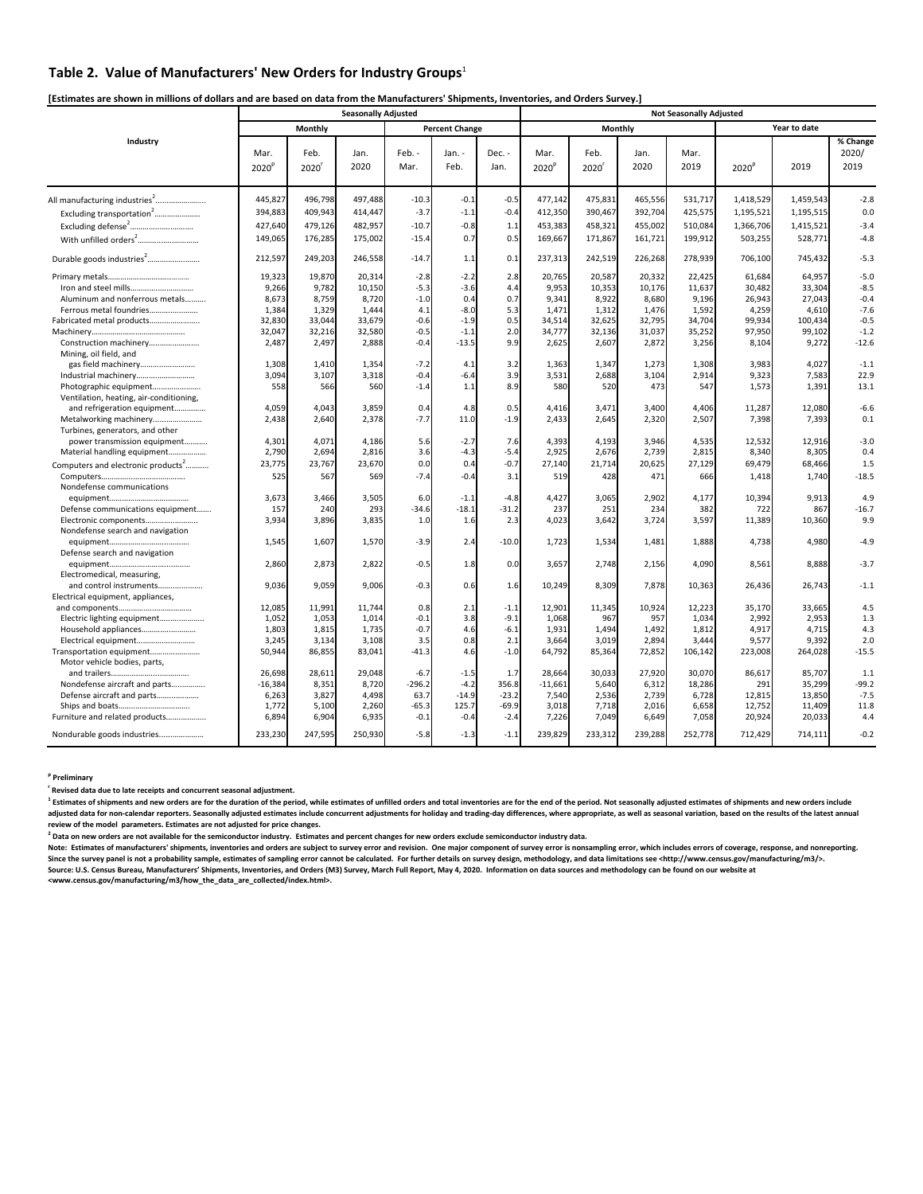## Table 2. Value of Manufacturers' New Orders for Industry Groups[1]

**[Estimates are shown in millions of dollars and are based on data from the Manufacturers' Shipments, Inventories, and Orders Survey.]**

| Industry | Seasonally Adjusted | | | | | | Not Seasonally Adjusted | | | | | | |
|---|---|---|---|---|---|---|---|---|---|---|---|---|---|
| | Monthly | | | Percent Change | | | Monthly | | | | Year to date | | |
| | Mar. 2020[p] | Feb. 2020[r] | Jan. 2020 | Feb. - Mar. | Jan. - Feb. | Dec. - Jan. | Mar. 2020[p] | Feb. 2020[r] | Jan. 2020 | Mar. 2019 | 2020[p] | 2019 | % Change 2020/ 2019 |
| All manufacturing industries[2] | 445,827 | 496,798 | 497,488 | -10.3 | -0.1 | -0.5 | 477,142 | 475,831 | 465,556 | 531,717 | 1,418,529 | 1,459,543 | -2.8 |
| Excluding transportation[2] | 394,883 | 409,943 | 414,447 | -3.7 | -1.1 | -0.4 | 412,350 | 390,467 | 392,704 | 425,575 | 1,195,521 | 1,195,515 | 0.0 |
| Excluding defense[2] | 427,640 | 479,126 | 482,957 | -10.7 | -0.8 | 1.1 | 453,383 | 458,321 | 455,002 | 510,084 | 1,366,706 | 1,415,521 | -3.4 |
| With unfilled orders[2] | 149,065 | 176,285 | 175,002 | -15.4 | 0.7 | 0.5 | 169,667 | 171,867 | 161,721 | 199,912 | 503,255 | 528,771 | -4.8 |
| Durable goods industries[2] | 212,597 | 249,203 | 246,558 | -14.7 | 1.1 | 0.1 | 237,313 | 242,519 | 226,268 | 278,939 | 706,100 | 745,432 | -5.3 |
| Primary metals | 19,323 | 19,870 | 20,314 | -2.8 | -2.2 | 2.8 | 20,765 | 20,587 | 20,332 | 22,425 | 61,684 | 64,957 | -5.0 |
| Iron and steel mills | 9,266 | 9,782 | 10,150 | -5.3 | -3.6 | 4.4 | 9,953 | 10,353 | 10,176 | 11,637 | 30,482 | 33,304 | -8.5 |
| Aluminum and nonferrous metals | 8,673 | 8,759 | 8,720 | -1.0 | 0.4 | 0.7 | 9,341 | 8,922 | 8,680 | 9,196 | 26,943 | 27,043 | -0.4 |
| Ferrous metal foundries | 1,384 | 1,329 | 1,444 | 4.1 | -8.0 | 5.3 | 1,471 | 1,312 | 1,476 | 1,592 | 4,259 | 4,610 | -7.6 |
| Fabricated metal products | 32,830 | 33,044 | 33,679 | -0.6 | -1.9 | 0.5 | 34,514 | 32,625 | 32,795 | 34,704 | 99,934 | 100,434 | -0.5 |
| Machinery | 32,047 | 32,216 | 32,580 | -0.5 | -1.1 | 2.0 | 34,777 | 32,136 | 31,037 | 35,252 | 97,950 | 99,102 | -1.2 |
| Construction machinery | 2,487 | 2,497 | 2,888 | -0.4 | -13.5 | 9.9 | 2,625 | 2,607 | 2,872 | 3,256 | 8,104 | 9,272 | -12.6 |
| Mining, oil field, and gas field machinery | 1,308 | 1,410 | 1,354 | -7.2 | 4.1 | 3.2 | 1,363 | 1,347 | 1,273 | 1,308 | 3,983 | 4,027 | -1.1 |
| Industrial machinery | 3,094 | 3,107 | 3,318 | -0.4 | -6.4 | 3.9 | 3,531 | 2,688 | 3,104 | 2,914 | 9,323 | 7,583 | 22.9 |
| Photographic equipment | 558 | 566 | 560 | -1.4 | 1.1 | 8.9 | 580 | 520 | 473 | 547 | 1,573 | 1,391 | 13.1 |
| Ventilation, heating, air-conditioning, and refrigeration equipment | 4,059 | 4,043 | 3,859 | 0.4 | 4.8 | 0.5 | 4,416 | 3,471 | 3,400 | 4,406 | 11,287 | 12,080 | -6.6 |
| Metalworking machinery | 2,438 | 2,640 | 2,378 | -7.7 | 11.0 | -1.9 | 2,433 | 2,645 | 2,320 | 2,507 | 7,398 | 7,393 | 0.1 |
| Turbines, generators, and other power transmission equipment | 4,301 | 4,071 | 4,186 | 5.6 | -2.7 | 7.6 | 4,393 | 4,193 | 3,946 | 4,535 | 12,532 | 12,916 | -3.0 |
| Material handling equipment | 2,790 | 2,694 | 2,816 | 3.6 | -4.3 | -5.4 | 2,925 | 2,676 | 2,739 | 2,815 | 8,340 | 8,305 | 0.4 |
| Computers and electronic products[2] | 23,775 | 23,767 | 23,670 | 0.0 | 0.4 | -0.7 | 27,140 | 21,714 | 20,625 | 27,129 | 69,479 | 68,466 | 1.5 |
| Computers | 525 | 567 | 569 | -7.4 | -0.4 | 3.1 | 519 | 428 | 471 | 666 | 1,418 | 1,740 | -18.5 |
| Nondefense communications equipment | 3,673 | 3,466 | 3,505 | 6.0 | -1.1 | -4.8 | 4,427 | 3,065 | 2,902 | 4,177 | 10,394 | 9,913 | 4.9 |
| Defense communications equipment | 157 | 240 | 293 | -34.6 | -18.1 | -31.2 | 237 | 251 | 234 | 382 | 722 | 867 | -16.7 |
| Electronic components | 3,934 | 3,896 | 3,835 | 1.0 | 1.6 | 2.3 | 4,023 | 3,642 | 3,724 | 3,597 | 11,389 | 10,360 | 9.9 |
| Nondefense search and navigation equipment | 1,545 | 1,607 | 1,570 | -3.9 | 2.4 | -10.0 | 1,723 | 1,534 | 1,481 | 1,888 | 4,738 | 4,980 | -4.9 |
| Defense search and navigation equipment | 2,860 | 2,873 | 2,822 | -0.5 | 1.8 | 0.0 | 3,657 | 2,748 | 2,156 | 4,090 | 8,561 | 8,888 | -3.7 |
| Electromedical, measuring, and control instruments | 9,036 | 9,059 | 9,006 | -0.3 | 0.6 | 1.6 | 10,249 | 8,309 | 7,878 | 10,363 | 26,436 | 26,743 | -1.1 |
| Electrical equipment, appliances, and components | 12,085 | 11,991 | 11,744 | 0.8 | 2.1 | -1.1 | 12,901 | 11,345 | 10,924 | 12,223 | 35,170 | 33,665 | 4.5 |
| Electric lighting equipment | 1,052 | 1,053 | 1,014 | -0.1 | 3.8 | -9.1 | 1,068 | 967 | 957 | 1,034 | 2,992 | 2,953 | 1.3 |
| Household appliances | 1,803 | 1,815 | 1,735 | -0.7 | 4.6 | -6.1 | 1,931 | 1,494 | 1,492 | 1,812 | 4,917 | 4,715 | 4.3 |
| Electrical equipment | 3,245 | 3,134 | 3,108 | 3.5 | 0.8 | 2.1 | 3,664 | 3,019 | 2,894 | 3,444 | 9,577 | 9,392 | 2.0 |
| Transportation equipment | 50,944 | 86,855 | 83,041 | -41.3 | 4.6 | -1.0 | 64,792 | 85,364 | 72,852 | 106,142 | 223,008 | 264,028 | -15.5 |
| Motor vehicle bodies, parts, and trailers | 26,698 | 28,611 | 29,048 | -6.7 | -1.5 | 1.7 | 28,664 | 30,033 | 27,920 | 30,070 | 86,617 | 85,707 | 1.1 |
| Nondefense aircraft and parts | -16,384 | 8,351 | 8,720 | -296.2 | -4.2 | 356.8 | -11,661 | 5,640 | 6,312 | 18,286 | 291 | 35,299 | -99.2 |
| Defense aircraft and parts | 6,263 | 3,827 | 4,498 | 63.7 | -14.9 | -23.2 | 7,540 | 2,536 | 2,739 | 6,728 | 12,815 | 13,850 | -7.5 |
| Ships and boats | 1,772 | 5,100 | 2,260 | -65.3 | 125.7 | -69.9 | 3,018 | 7,718 | 2,016 | 6,658 | 12,752 | 11,409 | 11.8 |
| Furniture and related products | 6,894 | 6,904 | 6,935 | -0.1 | -0.4 | -2.4 | 7,226 | 7,049 | 6,649 | 7,058 | 20,924 | 20,033 | 4.4 |
| Nondurable goods industries | 233,230 | 247,595 | 250,930 | -5.8 | -1.3 | -1.1 | 239,829 | 233,312 | 239,288 | 252,778 | 712,429 | 714,111 | -0.2 |

**[p] Preliminary**

**[r] Revised data due to late receipts and concurrent seasonal adjustment.**

**[1] Estimates of shipments and new orders are for the duration of the period, while estimates of unfilled orders and total inventories are for the end of the period. Not seasonally adjusted estimates of shipments and new orders include adjusted data for non-calendar reporters. Seasonally adjusted estimates include concurrent adjustments for holiday and trading-day differences, where appropriate, as well as seasonal variation, based on the results of the latest annual review of the model parameters. Estimates are not adjusted for price changes.**

**[2] Data on new orders are not available for the semiconductor industry. Estimates and percent changes for new orders exclude semiconductor industry data.**

**Note: Estimates of manufacturers' shipments, inventories and orders are subject to survey error and revision. One major component of survey error is nonsampling error, which includes errors of coverage, response, and nonreporting. Since the survey panel is not a probability sample, estimates of sampling error cannot be calculated. For further details on survey design, methodology, and data limitations see <http://www.census.gov/manufacturing/m3/>.**

**Source: U.S. Census Bureau, Manufacturers' Shipments, Inventories, and Orders (M3) Survey, March Full Report, May 4, 2020. Information on data sources and methodology can be found on our website at <www.census.gov/manufacturing/m3/how_the_data_are_collected/index.html>.**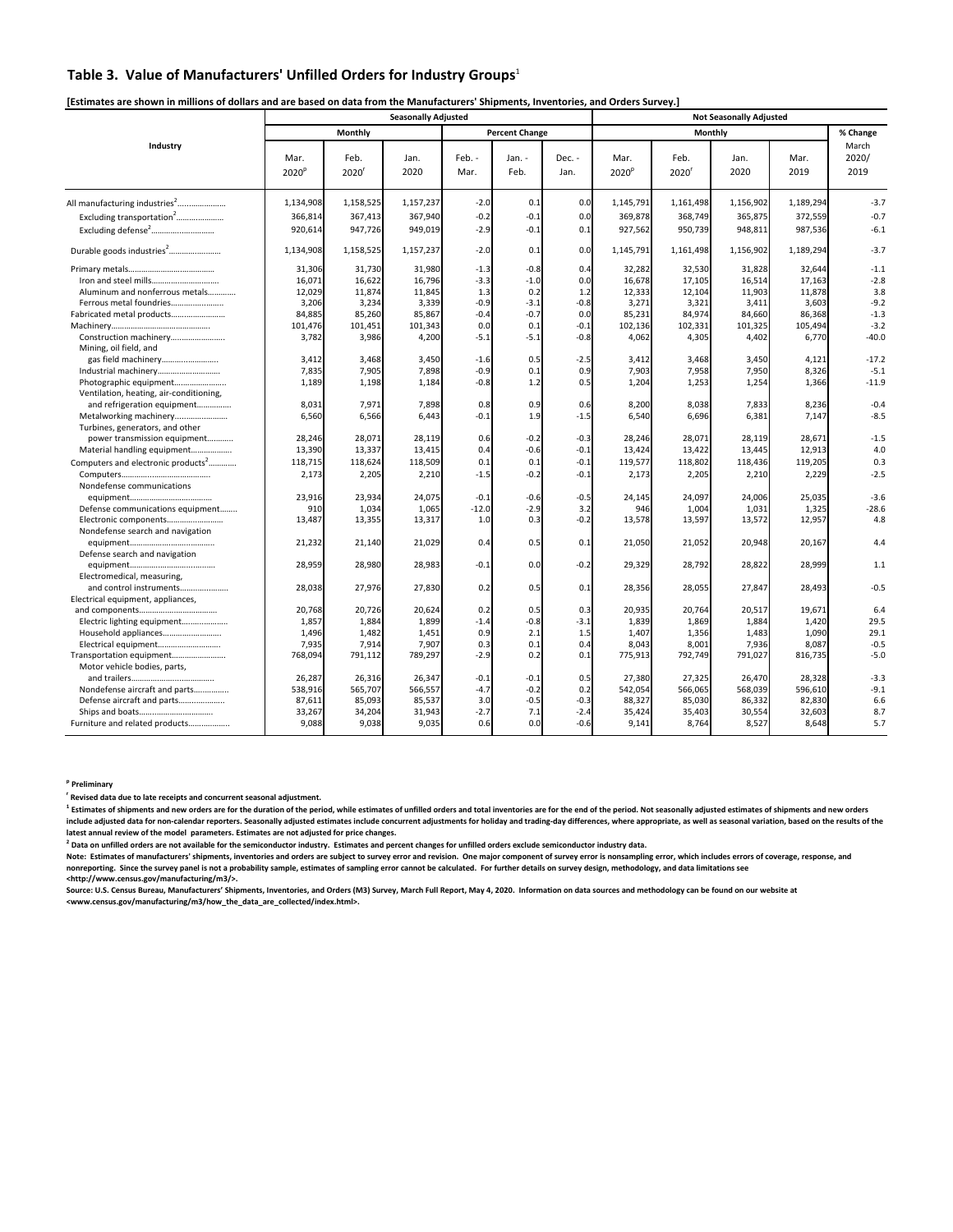## Table 3. Value of Manufacturers' Unfilled Orders for Industry Groups[1]

**[Estimates are shown in millions of dollars and are based on data from the Manufacturers' Shipments, Inventories, and Orders Survey.]**

| Industry | Seasonally Adjusted | | | | | | Not Seasonally Adjusted | | | | |
|---|---|---|---|---|---|---|---|---|---|---|---|
| | Monthly | | | Percent Change | | | Monthly | | | | % Change |
| | Mar. 2020[p] | Feb. 2020[r] | Jan. 2020 | Feb. - Mar. | Jan. - Feb. | Dec. - Jan. | Mar. 2020[p] | Feb. 2020[r] | Jan. 2020 | Mar. 2019 | March 2020/ 2019 |
| All manufacturing industries[2]...................... | 1,134,908 | 1,158,525 | 1,157,237 | -2.0 | 0.1 | 0.0 | 1,145,791 | 1,161,498 | 1,156,902 | 1,189,294 | -3.7 |
| Excluding transportation[2]...................... | 366,814 | 367,413 | 367,940 | -0.2 | -0.1 | 0.0 | 369,878 | 368,749 | 365,875 | 372,559 | -0.7 |
| Excluding defense[2]............................. | 920,614 | 947,726 | 949,019 | -2.9 | -0.1 | 0.1 | 927,562 | 950,739 | 948,811 | 987,536 | -6.1 |
| Durable goods industries[2]........................ | 1,134,908 | 1,158,525 | 1,157,237 | -2.0 | 0.1 | 0.0 | 1,145,791 | 1,161,498 | 1,156,902 | 1,189,294 | -3.7 |
| Primary metals....................................... | 31,306 | 31,730 | 31,980 | -1.3 | -0.8 | 0.4 | 32,282 | 32,530 | 31,828 | 32,644 | -1.1 |
| Iron and steel mills.............................. | 16,071 | 16,622 | 16,796 | -3.3 | -1.0 | 0.0 | 16,678 | 17,105 | 16,514 | 17,163 | -2.8 |
| Aluminum and nonferrous metals............ | 12,029 | 11,874 | 11,845 | 1.3 | 0.2 | 1.2 | 12,333 | 12,104 | 11,903 | 11,878 | 3.8 |
| Ferrous metal foundries........................ | 3,206 | 3,234 | 3,339 | -0.9 | -3.1 | -0.8 | 3,271 | 3,321 | 3,411 | 3,603 | -9.2 |
| Fabricated metal products........................ | 84,885 | 85,260 | 85,867 | -0.4 | -0.7 | 0.0 | 85,231 | 84,974 | 84,660 | 86,368 | -1.3 |
| Machinery............................................. | 101,476 | 101,451 | 101,343 | 0.0 | 0.1 | -0.1 | 102,136 | 102,331 | 101,325 | 105,494 | -3.2 |
| Construction machinery........................ | 3,782 | 3,986 | 4,200 | -5.1 | -5.1 | -0.8 | 4,062 | 4,305 | 4,402 | 6,770 | -40.0 |
| Mining, oil field, and gas field machinery......................... | 3,412 | 3,468 | 3,450 | -1.6 | 0.5 | -2.5 | 3,412 | 3,468 | 3,450 | 4,121 | -17.2 |
| Industrial machinery............................ | 7,835 | 7,905 | 7,898 | -0.9 | 0.1 | 0.9 | 7,903 | 7,958 | 7,950 | 8,326 | -5.1 |
| Photographic equipment....................... | 1,189 | 1,198 | 1,184 | -0.8 | 1.2 | 0.5 | 1,204 | 1,253 | 1,254 | 1,366 | -11.9 |
| Ventilation, heating, air-conditioning, and refrigeration equipment................ | 8,031 | 7,971 | 7,898 | 0.8 | 0.9 | 0.6 | 8,200 | 8,038 | 7,833 | 8,236 | -0.4 |
| Metalworking machinery....................... | 6,560 | 6,566 | 6,443 | -0.1 | 1.9 | -1.5 | 6,540 | 6,696 | 6,381 | 7,147 | -8.5 |
| Turbines, generators, and other power transmission equipment............ | 28,246 | 28,071 | 28,119 | 0.6 | -0.2 | -0.3 | 28,246 | 28,071 | 28,119 | 28,671 | -1.5 |
| Material handling equipment................... | 13,390 | 13,337 | 13,415 | 0.4 | -0.6 | -0.1 | 13,424 | 13,422 | 13,445 | 12,913 | 4.0 |
| Computers and electronic products[2]............ | 118,715 | 118,624 | 118,509 | 0.1 | 0.1 | -0.1 | 119,577 | 118,802 | 118,436 | 119,205 | 0.3 |
| Computers......................................... | 2,173 | 2,205 | 2,210 | -1.5 | -0.2 | -0.1 | 2,173 | 2,205 | 2,210 | 2,229 | -2.5 |
| Nondefense communications equipment..................................... | 23,916 | 23,934 | 24,075 | -0.1 | -0.6 | -0.5 | 24,145 | 24,097 | 24,006 | 25,035 | -3.6 |
| Defense communications equipment........ | 910 | 1,034 | 1,065 | -12.0 | -2.9 | 3.2 | 946 | 1,004 | 1,031 | 1,325 | -28.6 |
| Electronic components.......................... | 13,487 | 13,355 | 13,317 | 1.0 | 0.3 | -0.2 | 13,578 | 13,597 | 13,572 | 12,957 | 4.8 |
| Nondefense search and navigation equipment....................................... | 21,232 | 21,140 | 21,029 | 0.4 | 0.5 | 0.1 | 21,050 | 21,052 | 20,948 | 20,167 | 4.4 |
| Defense search and navigation equipment....................................... | 28,959 | 28,980 | 28,983 | -0.1 | 0.0 | -0.2 | 29,329 | 28,792 | 28,822 | 28,999 | 1.1 |
| Electromedical, measuring, and control instruments...................... | 28,038 | 27,976 | 27,830 | 0.2 | 0.5 | 0.1 | 28,356 | 28,055 | 27,847 | 28,493 | -0.5 |
| Electrical equipment, appliances, and components................................... | 20,768 | 20,726 | 20,624 | 0.2 | 0.5 | 0.3 | 20,935 | 20,764 | 20,517 | 19,671 | 6.4 |
| Electric lighting equipment..................... | 1,857 | 1,884 | 1,899 | -1.4 | -0.8 | -3.1 | 1,839 | 1,869 | 1,884 | 1,420 | 29.5 |
| Household appliances........................... | 1,496 | 1,482 | 1,451 | 0.9 | 2.1 | 1.5 | 1,407 | 1,356 | 1,483 | 1,090 | 29.1 |
| Electrical equipment............................. | 7,935 | 7,914 | 7,907 | 0.3 | 0.1 | 0.4 | 8,043 | 8,001 | 7,936 | 8,087 | -0.5 |
| Transportation equipment........................ | 768,094 | 791,112 | 789,297 | -2.9 | 0.2 | 0.1 | 775,913 | 792,749 | 791,027 | 816,735 | -5.0 |
| Motor vehicle bodies, parts, and trailers..................................... | 26,287 | 26,316 | 26,347 | -0.1 | -0.1 | 0.5 | 27,380 | 27,325 | 26,470 | 28,328 | -3.3 |
| Nondefense aircraft and parts............... | 538,916 | 565,707 | 566,557 | -4.7 | -0.2 | 0.2 | 542,054 | 566,065 | 568,039 | 596,610 | -9.1 |
| Defense aircraft and parts..................... | 87,611 | 85,093 | 85,537 | 3.0 | -0.5 | -0.3 | 88,327 | 85,030 | 86,332 | 82,830 | 6.6 |
| Ships and boats.................................. | 33,267 | 34,204 | 31,943 | -2.7 | 7.1 | -2.4 | 35,424 | 35,403 | 30,554 | 32,603 | 8.7 |
| Furniture and related products.................. | 9,088 | 9,038 | 9,035 | 0.6 | 0.0 | -0.6 | 9,141 | 8,764 | 8,527 | 8,648 | 5.7 |

**[p] Preliminary**

**[r] Revised data due to late receipts and concurrent seasonal adjustment.**

**[1] Estimates of shipments and new orders are for the duration of the period, while estimates of unfilled orders and total inventories are for the end of the period. Not seasonally adjusted estimates of shipments and new orders include adjusted data for non-calendar reporters. Seasonally adjusted estimates include concurrent adjustments for holiday and trading-day differences, where appropriate, as well as seasonal variation, based on the results of the latest annual review of the model parameters. Estimates are not adjusted for price changes.**

**[2] Data on unfilled orders are not available for the semiconductor industry. Estimates and percent changes for unfilled orders exclude semiconductor industry data.**

**Note: Estimates of manufacturers' shipments, inventories and orders are subject to survey error and revision. One major component of survey error is nonsampling error, which includes errors of coverage, response, and nonreporting. Since the survey panel is not a probability sample, estimates of sampling error cannot be calculated. For further details on survey design, methodology, and data limitations see <http://www.census.gov/manufacturing/m3/>.**

**Source: U.S. Census Bureau, Manufacturers' Shipments, Inventories, and Orders (M3) Survey, March Full Report, May 4, 2020. Information on data sources and methodology can be found on our website at <www.census.gov/manufacturing/m3/how_the_data_are_collected/index.html>.**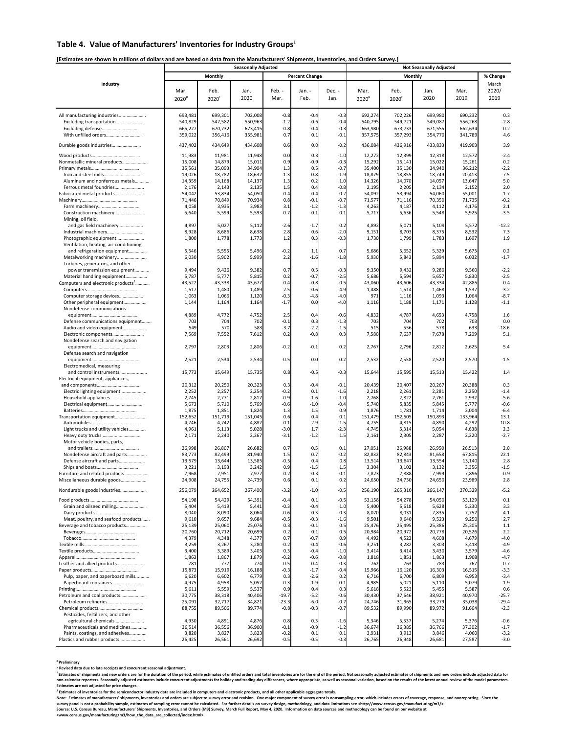## Table 4. Value of Manufacturers' Inventories for Industry Groups[1]

**[Estimates are shown in millions of dollars and are based on data from the Manufacturers' Shipments, Inventories, and Orders Survey.]**

| Industry | Seasonally Adjusted | | | | | | Not Seasonally Adjusted | | | | |
|---|---|---|---|---|---|---|---|---|---|---|---|
| | Monthly | | | Percent Change | | | Monthly | | | | % Change |
| | Mar. 2020[p] | Feb. 2020[r] | Jan. 2020 | Feb. - Mar. | Jan. - Feb. | Dec. - Jan. | Mar. 2020[p] | Feb. 2020[r] | Jan. 2020 | Mar. 2019 | March 2020/ 2019 |
| All manufacturing industries | 693,481 | 699,301 | 702,008 | -0.8 | -0.4 | -0.3 | 692,274 | 702,226 | 699,980 | 690,232 | 0.3 |
| Excluding transportation | 540,829 | 547,582 | 550,963 | -1.2 | -0.6 | -0.4 | 540,795 | 549,721 | 549,087 | 556,268 | -2.8 |
| Excluding defense | 665,227 | 670,732 | 673,415 | -0.8 | -0.4 | -0.3 | 663,980 | 673,733 | 671,555 | 662,634 | 0.2 |
| With unfilled orders | 359,022 | 356,416 | 355,981 | 0.7 | 0.1 | -0.1 | 357,575 | 357,293 | 354,770 | 341,789 | 4.6 |
| Durable goods industries | 437,402 | 434,649 | 434,608 | 0.6 | 0.0 | -0.2 | 436,084 | 436,916 | 433,833 | 419,903 | 3.9 |
| Wood products | 11,983 | 11,981 | 11,948 | 0.0 | 0.3 | -1.0 | 12,272 | 12,399 | 12,318 | 12,572 | -2.4 |
| Nonmetallic mineral products | 15,008 | 14,879 | 15,011 | 0.9 | -0.9 | -0.3 | 15,292 | 15,141 | 15,022 | 15,261 | 0.2 |
| Primary metals | 35,561 | 35,093 | 34,904 | 1.3 | 0.5 | -0.7 | 35,400 | 35,130 | 34,940 | 36,212 | -2.2 |
| Iron and steel mills | 19,026 | 18,782 | 18,632 | 1.3 | 0.8 | -1.9 | 18,879 | 18,855 | 18,749 | 20,413 | -7.5 |
| Aluminum and nonferrous metals | 14,359 | 14,168 | 14,137 | 1.3 | 0.2 | 1.0 | 14,326 | 14,070 | 14,057 | 13,647 | 5.0 |
| Ferrous metal foundries | 2,176 | 2,143 | 2,135 | 1.5 | 0.4 | -0.8 | 2,195 | 2,205 | 2,134 | 2,152 | 2.0 |
| Fabricated metal products | 54,042 | 53,834 | 54,050 | 0.4 | -0.4 | 0.7 | 54,092 | 53,994 | 54,060 | 55,001 | -1.7 |
| Machinery | 71,446 | 70,849 | 70,934 | 0.8 | -0.1 | -0.7 | 71,577 | 71,116 | 70,350 | 71,735 | -0.2 |
| Farm machinery | 4,058 | 3,935 | 3,983 | 3.1 | -1.2 | -1.3 | 4,263 | 4,187 | 4,112 | 4,176 | 2.1 |
| Construction machinery | 5,640 | 5,599 | 5,593 | 0.7 | 0.1 | 0.1 | 5,717 | 5,636 | 5,548 | 5,925 | -3.5 |
| Mining, oil field, and gas field machinery | 4,897 | 5,027 | 5,112 | -2.6 | -1.7 | 0.2 | 4,892 | 5,071 | 5,109 | 5,572 | -12.2 |
| Industrial machinery | 8,928 | 8,686 | 8,638 | 2.8 | 0.6 | -2.0 | 9,151 | 8,703 | 8,375 | 8,532 | 7.3 |
| Photographic equipment | 1,800 | 1,778 | 1,773 | 1.2 | 0.3 | -0.3 | 1,730 | 1,799 | 1,783 | 1,697 | 1.9 |
| Ventilation, heating, air-conditioning, and refrigeration equipment | 5,546 | 5,555 | 5,496 | -0.2 | 1.1 | 0.7 | 5,686 | 5,652 | 5,329 | 5,673 | 0.2 |
| Metalworking machinery | 6,030 | 5,902 | 5,999 | 2.2 | -1.6 | -1.8 | 5,930 | 5,843 | 5,894 | 6,032 | -1.7 |
| Turbines, generators, and other power transmission equipment | 9,494 | 9,426 | 9,382 | 0.7 | 0.5 | -0.3 | 9,350 | 9,432 | 9,280 | 9,560 | -2.2 |
| Material handling equipment | 5,787 | 5,777 | 5,815 | 0.2 | -0.7 | -2.5 | 5,686 | 5,594 | 5,657 | 5,830 | -2.5 |
| Computers and electronic products[2] | 43,522 | 43,338 | 43,677 | 0.4 | -0.8 | -0.5 | 43,060 | 43,606 | 43,334 | 42,885 | 0.4 |
| Computers | 1,517 | 1,480 | 1,489 | 2.5 | -0.6 | -4.9 | 1,488 | 1,514 | 1,468 | 1,537 | -3.2 |
| Computer storage devices | 1,063 | 1,066 | 1,120 | -0.3 | -4.8 | -4.0 | 971 | 1,116 | 1,093 | 1,064 | -8.7 |
| Other peripheral equipment | 1,144 | 1,164 | 1,164 | -1.7 | 0.0 | -4.0 | 1,116 | 1,188 | 1,171 | 1,128 | -1.1 |
| Nondefense communications equipment | 4,889 | 4,772 | 4,752 | 2.5 | 0.4 | -0.6 | 4,832 | 4,787 | 4,653 | 4,758 | 1.6 |
| Defense communications equipment | 703 | 704 | 702 | -0.1 | 0.3 | -1.3 | 703 | 704 | 702 | 703 | 0.0 |
| Audio and video equipment | 549 | 570 | 583 | -3.7 | -2.2 | -1.5 | 515 | 556 | 578 | 633 | -18.6 |
| Electronic components | 7,569 | 7,552 | 7,612 | 0.2 | -0.8 | 0.3 | 7,580 | 7,637 | 7,678 | 7,209 | 5.1 |
| Nondefense search and navigation equipment | 2,797 | 2,803 | 2,806 | -0.2 | -0.1 | 0.2 | 2,767 | 2,796 | 2,812 | 2,625 | 5.4 |
| Defense search and navigation equipment | 2,521 | 2,534 | 2,534 | -0.5 | 0.0 | 0.2 | 2,532 | 2,558 | 2,520 | 2,570 | -1.5 |
| Electromedical, measuring and control instruments | 15,773 | 15,649 | 15,735 | 0.8 | -0.5 | -0.3 | 15,644 | 15,595 | 15,513 | 15,422 | 1.4 |
| Electrical equipment, appliances, and components | 20,312 | 20,250 | 20,323 | 0.3 | -0.4 | -0.1 | 20,439 | 20,407 | 20,267 | 20,388 | 0.3 |
| Electric lighting equipment | 2,252 | 2,257 | 2,254 | -0.2 | 0.1 | -1.6 | 2,218 | 2,261 | 2,281 | 2,250 | -1.4 |
| Household appliances | 2,745 | 2,771 | 2,817 | -0.9 | -1.6 | -1.0 | 2,768 | 2,822 | 2,761 | 2,932 | -5.6 |
| Electrical equipment | 5,673 | 5,710 | 5,769 | -0.6 | -1.0 | -0.4 | 5,740 | 5,835 | 5,845 | 5,777 | -0.6 |
| Batteries | 1,875 | 1,851 | 1,824 | 1.3 | 1.5 | 0.9 | 1,876 | 1,781 | 1,714 | 2,004 | -6.4 |
| Transportation equipment | 152,652 | 151,719 | 151,045 | 0.6 | 0.4 | 0.1 | 151,479 | 152,505 | 150,893 | 133,964 | 13.1 |
| Automobiles | 4,746 | 4,742 | 4,882 | 0.1 | -2.9 | 1.5 | 4,755 | 4,815 | 4,890 | 4,292 | 10.8 |
| Light trucks and utility vehicles | 4,961 | 5,113 | 5,028 | -3.0 | 1.7 | -2.3 | 4,745 | 5,314 | 5,054 | 4,638 | 2.3 |
| Heavy duty trucks | 2,171 | 2,240 | 2,267 | -3.1 | -1.2 | 1.5 | 2,161 | 2,305 | 2,287 | 2,220 | -2.7 |
| Motor vehicle bodies, parts, and trailers | 26,998 | 26,807 | 26,682 | 0.7 | 0.5 | 0.1 | 27,051 | 26,988 | 26,950 | 26,513 | 2.0 |
| Nondefense aircraft and parts | 83,773 | 82,499 | 81,940 | 1.5 | 0.7 | -0.2 | 82,832 | 82,843 | 81,658 | 67,815 | 22.1 |
| Defense aircraft and parts | 13,579 | 13,644 | 13,585 | -0.5 | 0.4 | 0.8 | 13,514 | 13,647 | 13,554 | 13,140 | 2.8 |
| Ships and boats | 3,221 | 3,193 | 3,242 | 0.9 | -1.5 | 1.5 | 3,304 | 3,102 | 3,132 | 3,356 | -1.5 |
| Furniture and related products | 7,968 | 7,951 | 7,977 | 0.2 | -0.3 | -0.1 | 7,823 | 7,888 | 7,999 | 7,896 | -0.9 |
| Miscellaneous durable goods | 24,908 | 24,755 | 24,739 | 0.6 | 0.1 | 0.2 | 24,650 | 24,730 | 24,650 | 23,989 | 2.8 |
| Nondurable goods industries | 256,079 | 264,652 | 267,400 | -3.2 | -1.0 | -0.5 | 256,190 | 265,310 | 266,147 | 270,329 | -5.2 |
| Food products | 54,198 | 54,429 | 54,391 | -0.4 | 0.1 | -0.5 | 53,158 | 54,278 | 54,050 | 53,129 | 0.1 |
| Grain and oilseed milling | 5,404 | 5,419 | 5,441 | -0.3 | -0.4 | 1.0 | 5,400 | 5,618 | 5,628 | 5,230 | 3.3 |
| Dairy products | 8,040 | 8,090 | 8,064 | -0.6 | 0.3 | 0.3 | 8,070 | 8,031 | 7,835 | 7,752 | 4.1 |
| Meat, poultry, and seafood products | 9,610 | 9,657 | 9,684 | -0.5 | -0.3 | -1.6 | 9,501 | 9,640 | 9,523 | 9,250 | 2.7 |
| Beverage and tobacco products | 25,139 | 25,060 | 25,076 | 0.3 | -0.1 | 0.5 | 25,476 | 25,495 | 25,386 | 25,205 | 1.1 |
| Beverages | 20,760 | 20,712 | 20,699 | 0.2 | 0.1 | 0.5 | 20,984 | 20,972 | 20,778 | 20,526 | 2.2 |
| Tobacco | 4,379 | 4,348 | 4,377 | 0.7 | -0.7 | 0.9 | 4,492 | 4,523 | 4,608 | 4,679 | -4.0 |
| Textile mills | 3,259 | 3,267 | 3,280 | -0.2 | -0.4 | -0.6 | 3,251 | 3,282 | 3,303 | 3,418 | -4.9 |
| Textile products | 3,400 | 3,389 | 3,403 | 0.3 | -0.4 | -1.0 | 3,414 | 3,414 | 3,430 | 3,579 | -4.6 |
| Apparel | 1,863 | 1,867 | 1,879 | -0.2 | -0.6 | -0.8 | 1,818 | 1,851 | 1,863 | 1,908 | -4.7 |
| Leather and allied products | 781 | 777 | 774 | 0.5 | 0.4 | -0.3 | 762 | 763 | 783 | 767 | -0.7 |
| Paper products | 15,873 | 15,919 | 16,188 | -0.3 | -1.7 | -0.4 | 15,966 | 16,120 | 16,303 | 16,515 | -3.3 |
| Pulp, paper, and paperboard mills | 6,620 | 6,602 | 6,779 | 0.3 | -2.6 | 0.2 | 6,716 | 6,700 | 6,809 | 6,953 | -3.4 |
| Paperboard containers | 4,975 | 4,958 | 5,052 | 0.3 | -1.9 | -0.1 | 4,985 | 5,021 | 5,110 | 5,079 | -1.9 |
| Printing | 5,611 | 5,559 | 5,537 | 0.9 | 0.4 | 0.3 | 5,618 | 5,523 | 5,455 | 5,587 | 0.6 |
| Petroleum and coal products | 30,775 | 38,318 | 40,406 | -19.7 | -5.2 | -0.6 | 30,430 | 37,646 | 38,921 | 40,970 | -25.7 |
| Petroleum refineries | 25,091 | 32,717 | 34,821 | -23.3 | -6.0 | -0.7 | 24,746 | 31,965 | 33,279 | 35,038 | -29.4 |
| Chemical products | 88,755 | 89,506 | 89,774 | -0.8 | -0.3 | -0.7 | 89,532 | 89,990 | 89,972 | 91,664 | -2.3 |
| Pesticides, fertilizers, and other agricultural chemicals | 4,930 | 4,891 | 4,876 | 0.8 | 0.3 | -1.6 | 5,346 | 5,337 | 5,274 | 5,376 | -0.6 |
| Pharmaceuticals and medicines | 36,514 | 36,556 | 36,900 | -0.1 | -0.9 | -1.2 | 36,674 | 36,385 | 36,766 | 37,302 | -1.7 |
| Paints, coatings, and adhesives | 3,820 | 3,827 | 3,823 | -0.2 | 0.1 | 0.1 | 3,931 | 3,913 | 3,846 | 4,060 | -3.2 |
| Plastics and rubber products | 26,425 | 26,561 | 26,692 | -0.5 | -0.5 | -0.3 | 26,765 | 26,948 | 26,681 | 27,587 | -3.0 |

**p Preliminary**

**r Revised data due to late receipts and concurrent seasonal adjustment.**

**[1] Estimates of shipments and new orders are for the duration of the period, while estimates of unfilled orders and total inventories are for the end of the period. Not seasonally adjusted estimates of shipments and new orders include adjusted data for non-calendar reporters. Seasonally adjusted estimates include concurrent adjustments for holiday and trading-day differences, where appropriate, as well as seasonal variation, based on the results of the latest annual review of the model parameters. Estimates are not adjusted for price changes.**

**[2] Estimates of inventories for the semiconductor industry data are included in computers and electronic products, and all other applicable aggregate totals.**

**Note: Estimates of manufacturers' shipments, inventories and orders are subject to survey error and revision. One major component of survey error is nonsampling error, which includes errors of coverage, response, and nonreporting. Since the survey panel is not a probability sample, estimates of sampling error cannot be calculated. For further details on survey design, methodology, and data limitations see <http://www.census.gov/manufacturing/m3/>.**
**Source: U.S. Census Bureau, Manufacturers' Shipments, Inventories, and Orders (M3) Survey, March Full Report, May 4, 2020. Information on data sources and methodology can be found on our website at <www.census.gov/manufacturing/m3/how_the_data_are_collected/index.html>.**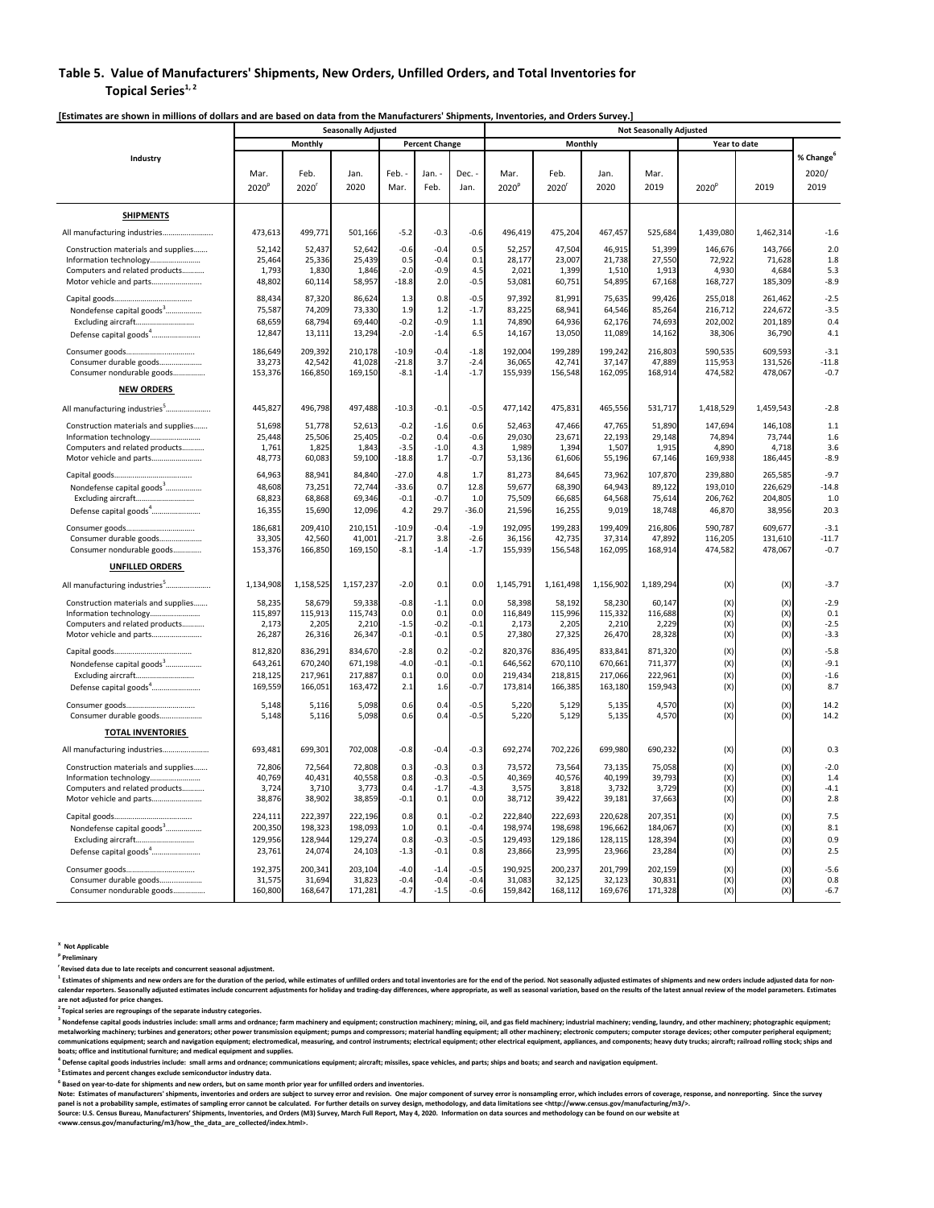## Table 5. Value of Manufacturers' Shipments, New Orders, Unfilled Orders, and Total Inventories for Topical Series[1, 2]

**[Estimates are shown in millions of dollars and are based on data from the Manufacturers' Shipments, Inventories, and Orders Survey.]**

| Industry | Seasonally Adjusted | | | | | | Not Seasonally Adjusted | | | | | | |
|---|---|---|---|---|---|---|---|---|---|---|---|---|---|
| | Monthly | | | Percent Change | | | Monthly | | | | Year to date | | |
| | Mar. 2020[p] | Feb. 2020[r] | Jan. 2020 | Feb. - Mar. | Jan. - Feb. | Dec. - Jan. | Mar. 2020[p] | Feb. 2020[r] | Jan. 2020 | Mar. 2019 | 2020[p] | 2019 | % Change[6] 2020/ 2019 |
| **SHIPMENTS** | | | | | | | | | | | | | |
| All manufacturing industries | 473,613 | 499,771 | 501,166 | -5.2 | -0.3 | -0.6 | 496,419 | 475,204 | 467,457 | 525,684 | 1,439,080 | 1,462,314 | -1.6 |
| Construction materials and supplies | 52,142 | 52,437 | 52,642 | -0.6 | -0.4 | 0.5 | 52,257 | 47,504 | 46,915 | 51,399 | 146,676 | 143,766 | 2.0 |
| Information technology | 25,464 | 25,336 | 25,439 | 0.5 | -0.4 | 0.1 | 28,177 | 23,007 | 21,738 | 27,550 | 72,922 | 71,628 | 1.8 |
| Computers and related products | 1,793 | 1,830 | 1,846 | -2.0 | -0.9 | 4.5 | 2,021 | 1,399 | 1,510 | 1,913 | 4,930 | 4,684 | 5.3 |
| Motor vehicle and parts | 48,802 | 60,114 | 58,957 | -18.8 | 2.0 | -0.5 | 53,081 | 60,751 | 54,895 | 67,168 | 168,727 | 185,309 | -8.9 |
| Capital goods | 88,434 | 87,320 | 86,624 | 1.3 | 0.8 | -0.5 | 97,392 | 81,991 | 75,635 | 99,426 | 255,018 | 261,462 | -2.5 |
| Nondefense capital goods[3] | 75,587 | 74,209 | 73,330 | 1.9 | 1.2 | -1.7 | 83,225 | 68,941 | 64,546 | 85,264 | 216,712 | 224,672 | -3.5 |
| Excluding aircraft | 68,659 | 68,794 | 69,440 | -0.2 | -0.9 | 1.1 | 74,890 | 64,936 | 62,176 | 74,693 | 202,002 | 201,189 | 0.4 |
| Defense capital goods[4] | 12,847 | 13,111 | 13,294 | -2.0 | -1.4 | 6.5 | 14,167 | 13,050 | 11,089 | 14,162 | 38,306 | 36,790 | 4.1 |
| Consumer goods | 186,649 | 209,392 | 210,178 | -10.9 | -0.4 | -1.8 | 192,004 | 199,289 | 199,242 | 216,803 | 590,535 | 609,593 | -3.1 |
| Consumer durable goods | 33,273 | 42,542 | 41,028 | -21.8 | 3.7 | -2.4 | 36,065 | 42,741 | 37,147 | 47,889 | 115,953 | 131,526 | -11.8 |
| Consumer nondurable goods | 153,376 | 166,850 | 169,150 | -8.1 | -1.4 | -1.7 | 155,939 | 156,548 | 162,095 | 168,914 | 474,582 | 478,067 | -0.7 |
| **NEW ORDERS** | | | | | | | | | | | | | |
| All manufacturing industries[5] | 445,827 | 496,798 | 497,488 | -10.3 | -0.1 | -0.5 | 477,142 | 475,831 | 465,556 | 531,717 | 1,418,529 | 1,459,543 | -2.8 |
| Construction materials and supplies | 51,698 | 51,778 | 52,613 | -0.2 | -1.6 | 0.6 | 52,463 | 47,466 | 47,765 | 51,890 | 147,694 | 146,108 | 1.1 |
| Information technology | 25,448 | 25,506 | 25,405 | -0.2 | 0.4 | -0.6 | 29,030 | 23,671 | 22,193 | 29,148 | 74,894 | 73,744 | 1.6 |
| Computers and related products | 1,761 | 1,825 | 1,843 | -3.5 | -1.0 | 4.3 | 1,989 | 1,394 | 1,507 | 1,915 | 4,890 | 4,718 | 3.6 |
| Motor vehicle and parts | 48,773 | 60,083 | 59,100 | -18.8 | 1.7 | -0.7 | 53,136 | 61,606 | 55,196 | 67,146 | 169,938 | 186,445 | -8.9 |
| Capital goods | 64,963 | 88,941 | 84,840 | -27.0 | 4.8 | 1.7 | 81,273 | 84,645 | 73,962 | 107,870 | 239,880 | 265,585 | -9.7 |
| Nondefense capital goods[3] | 48,608 | 73,251 | 72,744 | -33.6 | 0.7 | 12.8 | 59,677 | 68,390 | 64,943 | 89,122 | 193,010 | 226,629 | -14.8 |
| Excluding aircraft | 68,823 | 68,868 | 69,346 | -0.1 | -0.7 | 1.0 | 75,509 | 66,685 | 64,568 | 75,614 | 206,762 | 204,805 | 1.0 |
| Defense capital goods[4] | 16,355 | 15,690 | 12,096 | 4.2 | 29.7 | -36.0 | 21,596 | 16,255 | 9,019 | 18,748 | 46,870 | 38,956 | 20.3 |
| Consumer goods | 186,681 | 209,410 | 210,151 | -10.9 | -0.4 | -1.9 | 192,095 | 199,283 | 199,409 | 216,806 | 590,787 | 609,677 | -3.1 |
| Consumer durable goods | 33,305 | 42,560 | 41,001 | -21.7 | 3.8 | -2.6 | 36,156 | 42,735 | 37,314 | 47,892 | 116,205 | 131,610 | -11.7 |
| Consumer nondurable goods | 153,376 | 166,850 | 169,150 | -8.1 | -1.4 | -1.7 | 155,939 | 156,548 | 162,095 | 168,914 | 474,582 | 478,067 | -0.7 |
| **UNFILLED ORDERS** | | | | | | | | | | | | | |
| All manufacturing industries[5] | 1,134,908 | 1,158,525 | 1,157,237 | -2.0 | 0.1 | 0.0 | 1,145,791 | 1,161,498 | 1,156,902 | 1,189,294 | (X) | (X) | -3.7 |
| Construction materials and supplies | 58,235 | 58,679 | 59,338 | -0.8 | -1.1 | 0.0 | 58,398 | 58,192 | 58,230 | 60,147 | (X) | (X) | -2.9 |
| Information technology | 115,897 | 115,913 | 115,743 | 0.0 | 0.1 | 0.0 | 116,849 | 115,996 | 115,332 | 116,688 | (X) | (X) | 0.1 |
| Computers and related products | 2,173 | 2,205 | 2,210 | -1.5 | -0.2 | -0.1 | 2,173 | 2,205 | 2,210 | 2,229 | (X) | (X) | -2.5 |
| Motor vehicle and parts | 26,287 | 26,316 | 26,347 | -0.1 | -0.1 | 0.5 | 27,380 | 27,325 | 26,470 | 28,328 | (X) | (X) | -3.3 |
| Capital goods | 812,820 | 836,291 | 834,670 | -2.8 | 0.2 | -0.2 | 820,376 | 836,495 | 833,841 | 871,320 | (X) | (X) | -5.8 |
| Nondefense capital goods[3] | 643,261 | 670,240 | 671,198 | -4.0 | -0.1 | -0.1 | 646,562 | 670,110 | 670,661 | 711,377 | (X) | (X) | -9.1 |
| Excluding aircraft | 218,125 | 217,961 | 217,887 | 0.1 | 0.0 | 0.0 | 219,434 | 218,815 | 217,066 | 222,961 | (X) | (X) | -1.6 |
| Defense capital goods[4] | 169,559 | 166,051 | 163,472 | 2.1 | 1.6 | -0.7 | 173,814 | 166,385 | 163,180 | 159,943 | (X) | (X) | 8.7 |
| Consumer goods | 5,148 | 5,116 | 5,098 | 0.6 | 0.4 | -0.5 | 5,220 | 5,129 | 5,135 | 4,570 | (X) | (X) | 14.2 |
| Consumer durable goods | 5,148 | 5,116 | 5,098 | 0.6 | 0.4 | -0.5 | 5,220 | 5,129 | 5,135 | 4,570 | (X) | (X) | 14.2 |
| **TOTAL INVENTORIES** | | | | | | | | | | | | | |
| All manufacturing industries | 693,481 | 699,301 | 702,008 | -0.8 | -0.4 | -0.3 | 692,274 | 702,226 | 699,980 | 690,232 | (X) | (X) | 0.3 |
| Construction materials and supplies | 72,806 | 72,564 | 72,808 | 0.3 | -0.3 | 0.3 | 73,572 | 73,564 | 73,135 | 75,058 | (X) | (X) | -2.0 |
| Information technology | 40,769 | 40,431 | 40,558 | 0.8 | -0.3 | -0.5 | 40,369 | 40,576 | 40,199 | 39,793 | (X) | (X) | 1.4 |
| Computers and related products | 3,724 | 3,710 | 3,773 | 0.4 | -1.7 | -4.3 | 3,575 | 3,818 | 3,732 | 3,729 | (X) | (X) | -4.1 |
| Motor vehicle and parts | 38,876 | 38,902 | 38,859 | -0.1 | 0.1 | 0.0 | 38,712 | 39,422 | 39,181 | 37,663 | (X) | (X) | 2.8 |
| Capital goods | 224,111 | 222,397 | 222,196 | 0.8 | 0.1 | -0.2 | 222,840 | 222,693 | 220,628 | 207,351 | (X) | (X) | 7.5 |
| Nondefense capital goods[3] | 200,350 | 198,323 | 198,093 | 1.0 | 0.1 | -0.4 | 198,974 | 198,698 | 196,662 | 184,067 | (X) | (X) | 8.1 |
| Excluding aircraft | 129,956 | 128,944 | 129,274 | 0.8 | -0.3 | -0.5 | 129,493 | 129,186 | 128,115 | 128,394 | (X) | (X) | 0.9 |
| Defense capital goods[4] | 23,761 | 24,074 | 24,103 | -1.3 | -0.1 | 0.8 | 23,866 | 23,995 | 23,966 | 23,284 | (X) | (X) | 2.5 |
| Consumer goods | 192,375 | 200,341 | 203,104 | -4.0 | -1.4 | -0.5 | 190,925 | 200,237 | 201,799 | 202,159 | (X) | (X) | -5.6 |
| Consumer durable goods | 31,575 | 31,694 | 31,823 | -0.4 | -0.4 | -0.4 | 31,083 | 32,125 | 32,123 | 30,831 | (X) | (X) | 0.8 |
| Consumer nondurable goods | 160,800 | 168,647 | 171,281 | -4.7 | -1.5 | -0.6 | 159,842 | 168,112 | 169,676 | 171,328 | (X) | (X) | -6.7 |

[X] Not Applicable

[p] Preliminary

[r] Revised data due to late receipts and concurrent seasonal adjustment.

[1] Estimates of shipments and new orders are for the duration of the period, while estimates of unfilled orders and total inventories are for the end of the period. Not seasonally adjusted estimates of shipments and new orders include adjusted data for non-calendar reporters. Seasonally adjusted estimates include concurrent adjustments for holiday and trading-day differences, where appropriate, as well as seasonal variation, based on the results of the latest annual review of the model parameters. Estimates are not adjusted for price changes.

[2] Topical series are regroupings of the separate industry categories.

[3] Nondefense capital goods industries include: small arms and ordnance; farm machinery and equipment; construction machinery; mining, oil, and gas field machinery; industrial machinery; vending, laundry, and other machinery; photographic equipment; metalworking machinery; turbines and generators; other power transmission equipment; pumps and compressors; material handling equipment; all other machinery; electronic computers; computer storage devices; other computer peripheral equipment; communications equipment; search and navigation equipment; electromedical, measuring, and control instruments; electrical equipment; other electrical equipment, appliances, and components; heavy duty trucks; aircraft; railroad rolling stock; ships and boats; office and institutional furniture; and medical equipment and supplies.

[4] Defense capital goods industries include: small arms and ordnance; communications equipment; aircraft; missiles, space vehicles, and parts; ships and boats; and search and navigation equipment.

[5] Estimates and percent changes exclude semiconductor industry data.

[6] Based on year-to-date for shipments and new orders, but on same month prior year for unfilled orders and inventories.

Note: Estimates of manufacturers' shipments, inventories and orders are subject to survey error and revision. One major component of survey error is nonsampling error, which includes errors of coverage, response, and nonreporting. Since the survey panel is not a probability sample, estimates of sampling error cannot be calculated. For further details on survey design, methodology, and data limitations see <http://www.census.gov/manufacturing/m3/>.

Source: U.S. Census Bureau, Manufacturers' Shipments, Inventories, and Orders (M3) Survey, March Full Report, May 4, 2020. Information on data sources and methodology can be found on our website at <www.census.gov/manufacturing/m3/how_the_data_are_collected/index.html>.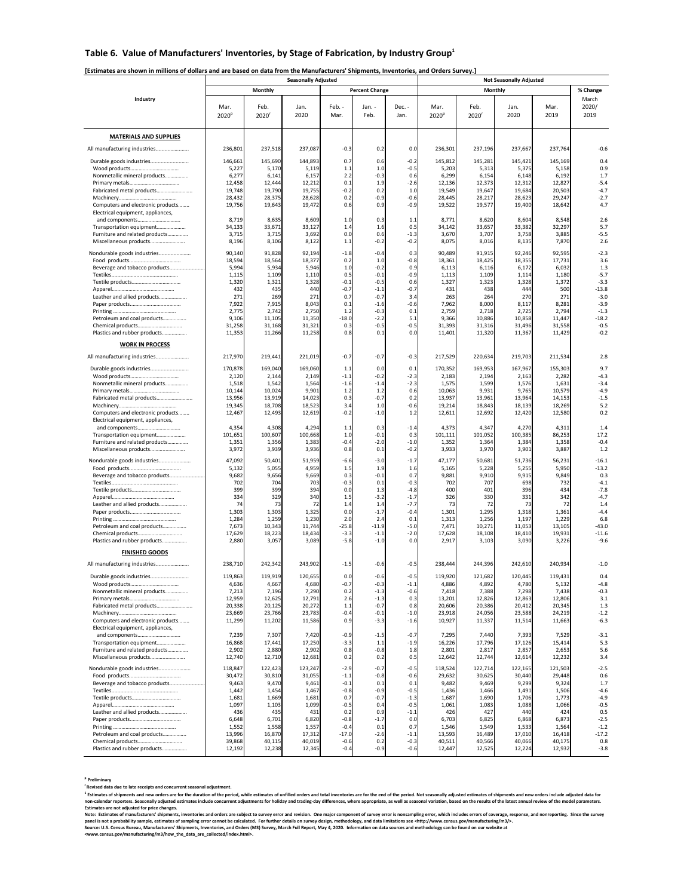# Table 6. Value of Manufacturers' Inventories, by Stage of Fabrication, by Industry Group[1]

[Estimates are shown in millions of dollars and are based on data from the Manufacturers' Shipments, Inventories, and Orders Survey.]

| Industry | Seasonally Adjusted | | | | | | Not Seasonally Adjusted | | | | % Change |
|---|---|---|---|---|---|---|---|---|---|---|---|
| | Monthly | | | Percent Change | | | Monthly | | | | March 2020/ 2019 |
| | Mar. 2020[p] | Feb. 2020[r] | Jan. 2020 | Feb. - Mar. | Jan. - Feb. | Dec. - Jan. | Mar. 2020[p] | Feb. 2020[r] | Jan. 2020 | Mar. 2019 | |
| **MATERIALS AND SUPPLIES** | | | | | | | | | | | |
| All manufacturing industries | 236,801 | 237,518 | 237,087 | -0.3 | 0.2 | 0.0 | 236,301 | 237,196 | 237,667 | 237,764 | -0.6 |
| Durable goods industries | 146,661 | 145,690 | 144,893 | 0.7 | 0.6 | -0.2 | 145,812 | 145,281 | 145,421 | 145,169 | 0.4 |
| Wood products | 5,227 | 5,170 | 5,119 | 1.1 | 1.0 | -0.5 | 5,203 | 5,313 | 5,375 | 5,158 | 0.9 |
| Nonmetallic mineral products | 6,277 | 6,141 | 6,157 | 2.2 | -0.3 | 0.6 | 6,299 | 6,154 | 6,148 | 6,192 | 1.7 |
| Primary metals | 12,458 | 12,444 | 12,212 | 0.1 | 1.9 | -2.6 | 12,136 | 12,373 | 12,312 | 12,827 | -5.4 |
| Fabricated metal products | 19,748 | 19,790 | 19,755 | -0.2 | 0.2 | 1.0 | 19,549 | 19,647 | 19,684 | 20,503 | -4.7 |
| Machinery | 28,432 | 28,375 | 28,628 | 0.2 | -0.9 | -0.6 | 28,445 | 28,217 | 28,623 | 29,247 | -2.7 |
| Computers and electronic products | 19,756 | 19,643 | 19,472 | 0.6 | 0.9 | -0.9 | 19,522 | 19,577 | 19,400 | 18,642 | 4.7 |
| Electrical equipment, appliances, and components | 8,719 | 8,635 | 8,609 | 1.0 | 0.3 | 1.1 | 8,771 | 8,620 | 8,604 | 8,548 | 2.6 |
| Transportation equipment | 34,133 | 33,671 | 33,127 | 1.4 | 1.6 | 0.5 | 34,142 | 33,657 | 33,382 | 32,297 | 5.7 |
| Furniture and related products | 3,715 | 3,715 | 3,692 | 0.0 | 0.6 | -1.3 | 3,670 | 3,707 | 3,758 | 3,885 | -5.5 |
| Miscellaneous products | 8,196 | 8,106 | 8,122 | 1.1 | -0.2 | -0.2 | 8,075 | 8,016 | 8,135 | 7,870 | 2.6 |
| Nondurable goods industries | 90,140 | 91,828 | 92,194 | -1.8 | -0.4 | 0.3 | 90,489 | 91,915 | 92,246 | 92,595 | -2.3 |
| Food products | 18,594 | 18,564 | 18,377 | 0.2 | 1.0 | -0.8 | 18,361 | 18,425 | 18,355 | 17,731 | 3.6 |
| Beverage and tobacco products | 5,994 | 5,934 | 5,946 | 1.0 | -0.2 | 0.9 | 6,113 | 6,116 | 6,172 | 6,032 | 1.3 |
| Textiles | 1,115 | 1,109 | 1,110 | 0.5 | -0.1 | -0.9 | 1,113 | 1,109 | 1,114 | 1,180 | -5.7 |
| Textile products | 1,320 | 1,321 | 1,328 | -0.1 | -0.5 | 0.6 | 1,327 | 1,323 | 1,328 | 1,372 | -3.3 |
| Apparel | 432 | 435 | 440 | -0.7 | -1.1 | -0.7 | 431 | 438 | 444 | 500 | -13.8 |
| Leather and allied products | 271 | 269 | 271 | 0.7 | -0.7 | 3.4 | 263 | 264 | 270 | 271 | -3.0 |
| Paper products | 7,922 | 7,915 | 8,043 | 0.1 | -1.6 | -0.6 | 7,962 | 8,000 | 8,117 | 8,281 | -3.9 |
| Printing | 2,775 | 2,742 | 2,750 | 1.2 | -0.3 | 0.1 | 2,759 | 2,718 | 2,725 | 2,794 | -1.3 |
| Petroleum and coal products | 9,106 | 11,105 | 11,350 | -18.0 | -2.2 | 5.1 | 9,366 | 10,886 | 10,858 | 11,447 | -18.2 |
| Chemical products | 31,258 | 31,168 | 31,321 | 0.3 | -0.5 | -0.5 | 31,393 | 31,316 | 31,496 | 31,558 | -0.5 |
| Plastics and rubber products | 11,353 | 11,266 | 11,258 | 0.8 | 0.1 | 0.0 | 11,401 | 11,320 | 11,367 | 11,429 | -0.2 |
| **WORK IN PROCESS** | | | | | | | | | | | |
| All manufacturing industries | 217,970 | 219,441 | 221,019 | -0.7 | -0.7 | -0.3 | 217,529 | 220,634 | 219,703 | 211,534 | 2.8 |
| Durable goods industries | 170,878 | 169,040 | 169,060 | 1.1 | 0.0 | 0.1 | 170,352 | 169,953 | 167,967 | 155,303 | 9.7 |
| Wood products | 2,120 | 2,144 | 2,149 | -1.1 | -0.2 | -2.3 | 2,183 | 2,194 | 2,163 | 2,282 | -4.3 |
| Nonmetallic mineral products | 1,518 | 1,542 | 1,564 | -1.6 | -1.4 | -2.3 | 1,575 | 1,599 | 1,576 | 1,631 | -3.4 |
| Primary metals | 10,144 | 10,024 | 9,901 | 1.2 | 1.2 | 0.6 | 10,063 | 9,931 | 9,765 | 10,579 | -4.9 |
| Fabricated metal products | 13,956 | 13,919 | 14,023 | 0.3 | -0.7 | 0.2 | 13,937 | 13,961 | 13,964 | 14,153 | -1.5 |
| Machinery | 19,345 | 18,708 | 18,523 | 3.4 | 1.0 | -0.6 | 19,214 | 18,843 | 18,139 | 18,269 | 5.2 |
| Computers and electronic products | 12,467 | 12,493 | 12,619 | -0.2 | -1.0 | 1.2 | 12,611 | 12,692 | 12,420 | 12,580 | 0.2 |
| Electrical equipment, appliances, and components | 4,354 | 4,308 | 4,294 | 1.1 | 0.3 | -1.4 | 4,373 | 4,347 | 4,270 | 4,311 | 1.4 |
| Transportation equipment | 101,651 | 100,607 | 100,668 | 1.0 | -0.1 | 0.3 | 101,111 | 101,052 | 100,385 | 86,253 | 17.2 |
| Furniture and related products | 1,351 | 1,356 | 1,383 | -0.4 | -2.0 | -1.0 | 1,352 | 1,364 | 1,384 | 1,358 | -0.4 |
| Miscellaneous products | 3,972 | 3,939 | 3,936 | 0.8 | 0.1 | -0.2 | 3,933 | 3,970 | 3,901 | 3,887 | 1.2 |
| Nondurable goods industries | 47,092 | 50,401 | 51,959 | -6.6 | -3.0 | -1.7 | 47,177 | 50,681 | 51,736 | 56,231 | -16.1 |
| Food products | 5,132 | 5,055 | 4,959 | 1.5 | 1.9 | 1.6 | 5,165 | 5,228 | 5,255 | 5,950 | -13.2 |
| Beverage and tobacco products | 9,682 | 9,656 | 9,669 | 0.3 | -0.1 | 0.7 | 9,881 | 9,910 | 9,915 | 9,849 | 0.3 |
| Textiles | 702 | 704 | 703 | -0.3 | 0.1 | -0.3 | 702 | 707 | 698 | 732 | -4.1 |
| Textile products | 399 | 399 | 394 | 0.0 | 1.3 | -4.8 | 400 | 401 | 396 | 434 | -7.8 |
| Apparel | 334 | 329 | 340 | 1.5 | -3.2 | -1.7 | 326 | 330 | 331 | 342 | -4.7 |
| Leather and allied products | 74 | 73 | 72 | 1.4 | 1.4 | -7.7 | 73 | 72 | 73 | 72 | 1.4 |
| Paper products | 1,303 | 1,303 | 1,325 | 0.0 | -1.7 | -0.4 | 1,301 | 1,295 | 1,318 | 1,361 | -4.4 |
| Printing | 1,284 | 1,259 | 1,230 | 2.0 | 2.4 | 0.1 | 1,313 | 1,256 | 1,197 | 1,229 | 6.8 |
| Petroleum and coal products | 7,673 | 10,343 | 11,744 | -25.8 | -11.9 | -5.0 | 7,471 | 10,271 | 11,053 | 13,105 | -43.0 |
| Chemical products | 17,629 | 18,223 | 18,434 | -3.3 | -1.1 | -2.0 | 17,628 | 18,108 | 18,410 | 19,931 | -11.6 |
| Plastics and rubber products | 2,880 | 3,057 | 3,089 | -5.8 | -1.0 | 0.0 | 2,917 | 3,103 | 3,090 | 3,226 | -9.6 |
| **FINISHED GOODS** | | | | | | | | | | | |
| All manufacturing industries | 238,710 | 242,342 | 243,902 | -1.5 | -0.6 | -0.5 | 238,444 | 244,396 | 242,610 | 240,934 | -1.0 |
| Durable goods industries | 119,863 | 119,919 | 120,655 | 0.0 | -0.6 | -0.5 | 119,920 | 121,682 | 120,445 | 119,431 | 0.4 |
| Wood products | 4,636 | 4,667 | 4,680 | -0.7 | -0.3 | -1.1 | 4,886 | 4,892 | 4,780 | 5,132 | -4.8 |
| Nonmetallic mineral products | 7,213 | 7,196 | 7,290 | 0.2 | -1.3 | -0.6 | 7,418 | 7,388 | 7,298 | 7,438 | -0.3 |
| Primary metals | 12,959 | 12,625 | 12,791 | 2.6 | -1.3 | 0.3 | 13,201 | 12,826 | 12,863 | 12,806 | 3.1 |
| Fabricated metal products | 20,338 | 20,125 | 20,272 | 1.1 | -0.7 | 0.8 | 20,606 | 20,386 | 20,412 | 20,345 | 1.3 |
| Machinery | 23,669 | 23,766 | 23,783 | -0.4 | -0.1 | -1.0 | 23,918 | 24,056 | 23,588 | 24,219 | -1.2 |
| Computers and electronic products | 11,299 | 11,202 | 11,586 | 0.9 | -3.3 | -1.6 | 10,927 | 11,337 | 11,514 | 11,663 | -6.3 |
| Electrical equipment, appliances, and components | 7,239 | 7,307 | 7,420 | -0.9 | -1.5 | -0.7 | 7,295 | 7,440 | 7,393 | 7,529 | -3.1 |
| Transportation equipment | 16,868 | 17,441 | 17,250 | -3.3 | 1.1 | -1.9 | 16,226 | 17,796 | 17,126 | 15,414 | 5.3 |
| Furniture and related products | 2,902 | 2,880 | 2,902 | 0.8 | -0.8 | 1.8 | 2,801 | 2,817 | 2,857 | 2,653 | 5.6 |
| Miscellaneous products | 12,740 | 12,710 | 12,681 | 0.2 | 0.2 | 0.5 | 12,642 | 12,744 | 12,614 | 12,232 | 3.4 |
| Nondurable goods industries | 118,847 | 122,423 | 123,247 | -2.9 | -0.7 | -0.5 | 118,524 | 122,714 | 122,165 | 121,503 | -2.5 |
| Food products | 30,472 | 30,810 | 31,055 | -1.1 | -0.8 | -0.6 | 29,632 | 30,625 | 30,440 | 29,448 | 0.6 |
| Beverage and tobacco products | 9,463 | 9,470 | 9,461 | -0.1 | 0.1 | 0.1 | 9,482 | 9,469 | 9,299 | 9,324 | 1.7 |
| Textiles | 1,442 | 1,454 | 1,467 | -0.8 | -0.9 | -0.5 | 1,436 | 1,466 | 1,491 | 1,506 | -4.6 |
| Textile products | 1,681 | 1,669 | 1,681 | 0.7 | -0.7 | -1.3 | 1,687 | 1,690 | 1,706 | 1,773 | -4.9 |
| Apparel | 1,097 | 1,103 | 1,099 | -0.5 | 0.4 | -0.5 | 1,061 | 1,083 | 1,088 | 1,066 | -0.5 |
| Leather and allied products | 436 | 435 | 431 | 0.2 | 0.9 | -1.1 | 426 | 427 | 440 | 424 | 0.5 |
| Paper products | 6,648 | 6,701 | 6,820 | -0.8 | -1.7 | 0.0 | 6,703 | 6,825 | 6,868 | 6,873 | -2.5 |
| Printing | 1,552 | 1,558 | 1,557 | -0.4 | 0.1 | 0.7 | 1,546 | 1,549 | 1,533 | 1,564 | -1.2 |
| Petroleum and coal products | 13,996 | 16,870 | 17,312 | -17.0 | -2.6 | -1.1 | 13,593 | 16,489 | 17,010 | 16,418 | -17.2 |
| Chemical products | 39,868 | 40,115 | 40,019 | -0.6 | 0.2 | -0.3 | 40,511 | 40,566 | 40,066 | 40,175 | 0.8 |
| Plastics and rubber products | 12,192 | 12,238 | 12,345 | -0.4 | -0.9 | -0.6 | 12,447 | 12,525 | 12,224 | 12,932 | -3.8 |

[p] Preliminary

[r] Revised data due to late receipts and concurrent seasonal adjustment.

[1] Estimates of shipments and new orders are for the duration of the period, while estimates of unfilled orders and total inventories are for the end of the period. Not seasonally adjusted estimates of shipments and new orders include adjusted data for non-calendar reporters. Seasonally adjusted estimates include concurrent adjustments for holiday and trading-day differences, where appropriate, as well as seasonal variation, based on the results of the latest annual review of the model parameters. Estimates are not adjusted for price changes.

Note: Estimates of manufacturers' shipments, inventories and orders are subject to survey error and revision. One major component of survey error is nonsampling error, which includes errors of coverage, response, and nonreporting. Since the survey panel is not a probability sample, estimates of sampling error cannot be calculated. For further details on survey design, methodology, and data limitations see <http://www.census.gov/manufacturing/m3/>.

Source: U.S. Census Bureau, Manufacturers' Shipments, Inventories, and Orders (M3) Survey, March Full Report, May 4, 2020. Information on data sources and methodology can be found on our website at <www.census.gov/manufacturing/m3/how_the_data_are_collected/index.html>.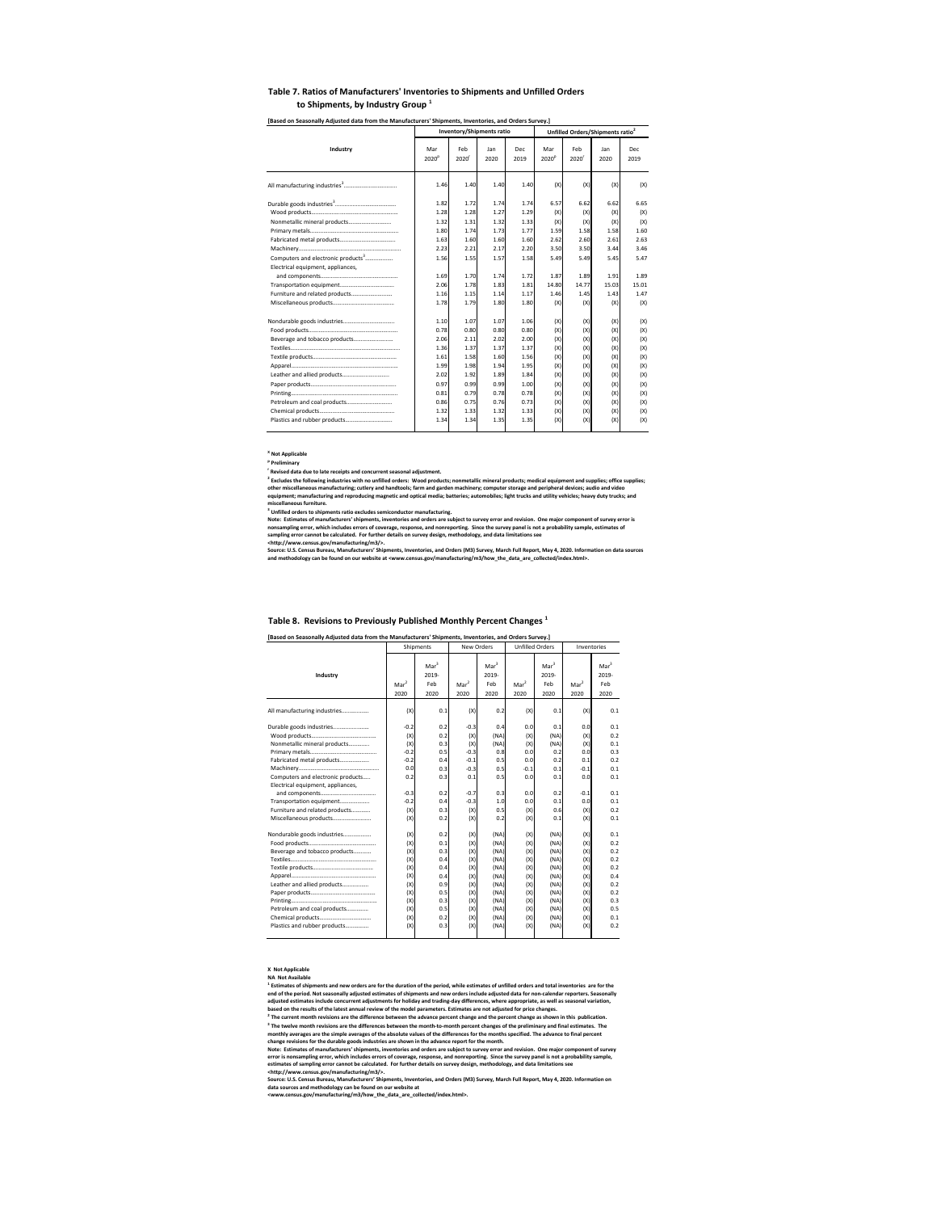## Table 7. Ratios of Manufacturers' Inventories to Shipments and Unfilled Orders to Shipments, by Industry Group [1]

[Based on Seasonally Adjusted data from the Manufacturers' Shipments, Inventories, and Orders Survey.]

| Industry | Inventory/Shipments ratio | | | | Unfilled Orders/Shipments ratio[3] | | | |
|---|---|---|---|---|---|---|---|---|
| | Mar 2020[p] | Feb 2020[r] | Jan 2020 | Dec 2019 | Mar 2020[p] | Feb 2020[r] | Jan 2020 | Dec 2019 |
| All manufacturing industries[3]................................ | 1.46 | 1.40 | 1.40 | 1.40 | (X) | (X) | (X) | (X) |
| Durable goods industries[3]................................ | 1.82 | 1.72 | 1.74 | 1.74 | 6.57 | 6.62 | 6.62 | 6.65 |
| Wood products................................ | 1.28 | 1.28 | 1.27 | 1.29 | (X) | (X) | (X) | (X) |
| Nonmetallic mineral products................................ | 1.32 | 1.31 | 1.32 | 1.33 | (X) | (X) | (X) | (X) |
| Primary metals................................ | 1.80 | 1.74 | 1.73 | 1.77 | 1.59 | 1.58 | 1.58 | 1.60 |
| Fabricated metal products................................ | 1.63 | 1.60 | 1.60 | 1.60 | 2.62 | 2.60 | 2.61 | 2.63 |
| Machinery................................ | 2.23 | 2.21 | 2.17 | 2.20 | 3.50 | 3.50 | 3.44 | 3.46 |
| Computers and electronic products[3]................................ | 1.56 | 1.55 | 1.57 | 1.58 | 5.49 | 5.49 | 5.45 | 5.47 |
| Electrical equipment, appliances, and components................................ | 1.69 | 1.70 | 1.74 | 1.72 | 1.87 | 1.89 | 1.91 | 1.89 |
| Transportation equipment................................ | 2.06 | 1.78 | 1.83 | 1.81 | 14.80 | 14.77 | 15.03 | 15.01 |
| Furniture and related products................................ | 1.16 | 1.15 | 1.14 | 1.17 | 1.46 | 1.45 | 1.43 | 1.47 |
| Miscellaneous products................................ | 1.78 | 1.79 | 1.80 | 1.80 | (X) | (X) | (X) | (X) |
| Nondurable goods industries................................ | 1.10 | 1.07 | 1.07 | 1.06 | (X) | (X) | (X) | (X) |
| Food products................................ | 0.78 | 0.80 | 0.80 | 0.80 | (X) | (X) | (X) | (X) |
| Beverage and tobacco products................................ | 2.06 | 2.11 | 2.02 | 2.00 | (X) | (X) | (X) | (X) |
| Textiles................................ | 1.36 | 1.37 | 1.37 | 1.37 | (X) | (X) | (X) | (X) |
| Textile products................................ | 1.61 | 1.58 | 1.60 | 1.56 | (X) | (X) | (X) | (X) |
| Apparel................................ | 1.99 | 1.98 | 1.94 | 1.95 | (X) | (X) | (X) | (X) |
| Leather and allied products................................ | 2.02 | 1.92 | 1.89 | 1.84 | (X) | (X) | (X) | (X) |
| Paper products................................ | 0.97 | 0.99 | 0.99 | 1.00 | (X) | (X) | (X) | (X) |
| Printing................................ | 0.81 | 0.79 | 0.78 | 0.78 | (X) | (X) | (X) | (X) |
| Petroleum and coal products................................ | 0.86 | 0.75 | 0.76 | 0.73 | (X) | (X) | (X) | (X) |
| Chemical products................................ | 1.32 | 1.33 | 1.32 | 1.33 | (X) | (X) | (X) | (X) |
| Plastics and rubber products................................ | 1.34 | 1.34 | 1.35 | 1.35 | (X) | (X) | (X) | (X) |

[X] Not Applicable

[p] Preliminary

[r] Revised data due to late receipts and concurrent seasonal adjustment.

[1] Excludes the following industries with no unfilled orders: Wood products; nonmetallic mineral products; medical equipment and supplies; office supplies; other miscellaneous manufacturing; cutlery and handtools; farm and garden machinery; computer storage and peripheral devices; audio and video equipment; manufacturing and reproducing magnetic and optical media; batteries; automobiles; light trucks and utility vehicles; heavy duty trucks; and miscellaneous furniture.

[3] Unfilled orders to shipments ratio excludes semiconductor manufacturing.

Note: Estimates of manufacturers' shipments, inventories and orders are subject to survey error and revision. One major component of survey error is nonsampling error, which includes errors of coverage, response, and nonreporting. Since the survey panel is not a probability sample, estimates of sampling error cannot be calculated. For further details on survey design, methodology, and data limitations see <http://www.census.gov/manufacturing/m3/>.

Source: U.S. Census Bureau, Manufacturers' Shipments, Inventories, and Orders (M3) Survey, March Full Report, May 4, 2020. Information on data sources and methodology can be found on our website at <www.census.gov/manufacturing/m3/how_the_data_are_collected/index.html>.

## Table 8. Revisions to Previously Published Monthly Percent Changes [1]

[Based on Seasonally Adjusted data from the Manufacturers' Shipments, Inventories, and Orders Survey.]

| Industry | Shipments | | New Orders | | Unfilled Orders | | Inventories | |
|---|---|---|---|---|---|---|---|---|
| | Mar[2] 2020 | Mar[3] 2019-Feb 2020 | Mar[2] 2020 | Mar[3] 2019-Feb 2020 | Mar[2] 2020 | Mar[3] 2019-Feb 2020 | Mar[2] 2020 | Mar[3] 2019-Feb 2020 |
| All manufacturing industries................ | (X) | 0.1 | (X) | 0.2 | (X) | 0.1 | (X) | 0.1 |
| Durable goods industries................ | -0.2 | 0.2 | -0.3 | 0.4 | 0.0 | 0.1 | 0.0 | 0.1 |
| Wood products................ | (X) | 0.2 | (X) | (NA) | (X) | (NA) | (X) | 0.2 |
| Nonmetallic mineral products................ | (X) | 0.3 | (X) | (NA) | (X) | (NA) | (X) | 0.1 |
| Primary metals................ | -0.2 | 0.5 | -0.3 | 0.8 | 0.0 | 0.2 | 0.0 | 0.3 |
| Fabricated metal products................ | -0.2 | 0.4 | -0.1 | 0.5 | 0.0 | 0.2 | 0.1 | 0.2 |
| Machinery................ | 0.0 | 0.3 | -0.3 | 0.5 | -0.1 | 0.1 | -0.1 | 0.1 |
| Computers and electronic products................ | 0.2 | 0.3 | 0.1 | 0.5 | 0.0 | 0.1 | 0.0 | 0.1 |
| Electrical equipment, appliances, and components................ | -0.3 | 0.2 | -0.7 | 0.3 | 0.0 | 0.2 | -0.1 | 0.1 |
| Transportation equipment................ | -0.2 | 0.4 | -0.3 | 1.0 | 0.0 | 0.1 | 0.0 | 0.1 |
| Furniture and related products................ | (X) | 0.3 | (X) | 0.5 | (X) | 0.6 | (X) | 0.2 |
| Miscellaneous products................ | (X) | 0.2 | (X) | 0.2 | (X) | 0.1 | (X) | 0.1 |
| Nondurable goods industries................ | (X) | 0.2 | (X) | (NA) | (X) | (NA) | (X) | 0.1 |
| Food products................ | (X) | 0.1 | (X) | (NA) | (X) | (NA) | (X) | 0.2 |
| Beverage and tobacco products................ | (X) | 0.3 | (X) | (NA) | (X) | (NA) | (X) | 0.2 |
| Textiles................ | (X) | 0.4 | (X) | (NA) | (X) | (NA) | (X) | 0.2 |
| Textile products................ | (X) | 0.4 | (X) | (NA) | (X) | (NA) | (X) | 0.2 |
| Apparel................ | (X) | 0.4 | (X) | (NA) | (X) | (NA) | (X) | 0.4 |
| Leather and allied products................ | (X) | 0.9 | (X) | (NA) | (X) | (NA) | (X) | 0.2 |
| Paper products................ | (X) | 0.5 | (X) | (NA) | (X) | (NA) | (X) | 0.2 |
| Printing................ | (X) | 0.3 | (X) | (NA) | (X) | (NA) | (X) | 0.3 |
| Petroleum and coal products................ | (X) | 0.5 | (X) | (NA) | (X) | (NA) | (X) | 0.5 |
| Chemical products................ | (X) | 0.2 | (X) | (NA) | (X) | (NA) | (X) | 0.1 |
| Plastics and rubber products................ | (X) | 0.3 | (X) | (NA) | (X) | (NA) | (X) | 0.2 |

X Not Applicable

NA Not Available

[1] Estimates of shipments and new orders are for the duration of the period, while estimates of unfilled orders and total inventories are for the end of the period. Not seasonally adjusted estimates of shipments and new orders include adjusted data for non-calendar reporters. Seasonally adjusted estimates include concurrent adjustments for holiday and trading-day differences, where appropriate, as well as seasonal variation, based on the results of the latest annual review of the model parameters. Estimates are not adjusted for price changes.

[2] The current month revisions are the difference between the advance percent change and the percent change as shown in this publication.

[3] The twelve month revisions are the differences between the month-to-month percent changes of the preliminary and final estimates. The monthly averages are the simple averages of the absolute values of the differences for the months specified. The advance to final percent change revisions for the durable goods industries are shown in the advance report for the month.

Note: Estimates of manufacturers' shipments, inventories and orders are subject to survey error and revision. One major component of survey error is nonsampling error, which includes errors of coverage, response, and nonreporting. Since the survey panel is not a probability sample, estimates of sampling error cannot be calculated. For further details on survey design, methodology, and data limitations see <http://www.census.gov/manufacturing/m3/>.

Source: U.S. Census Bureau, Manufacturers' Shipments, Inventories, and Orders (M3) Survey, March Full Report, May 4, 2020. Information on data sources and methodology can be found on our website at <www.census.gov/manufacturing/m3/how_the_data_are_collected/index.html>.